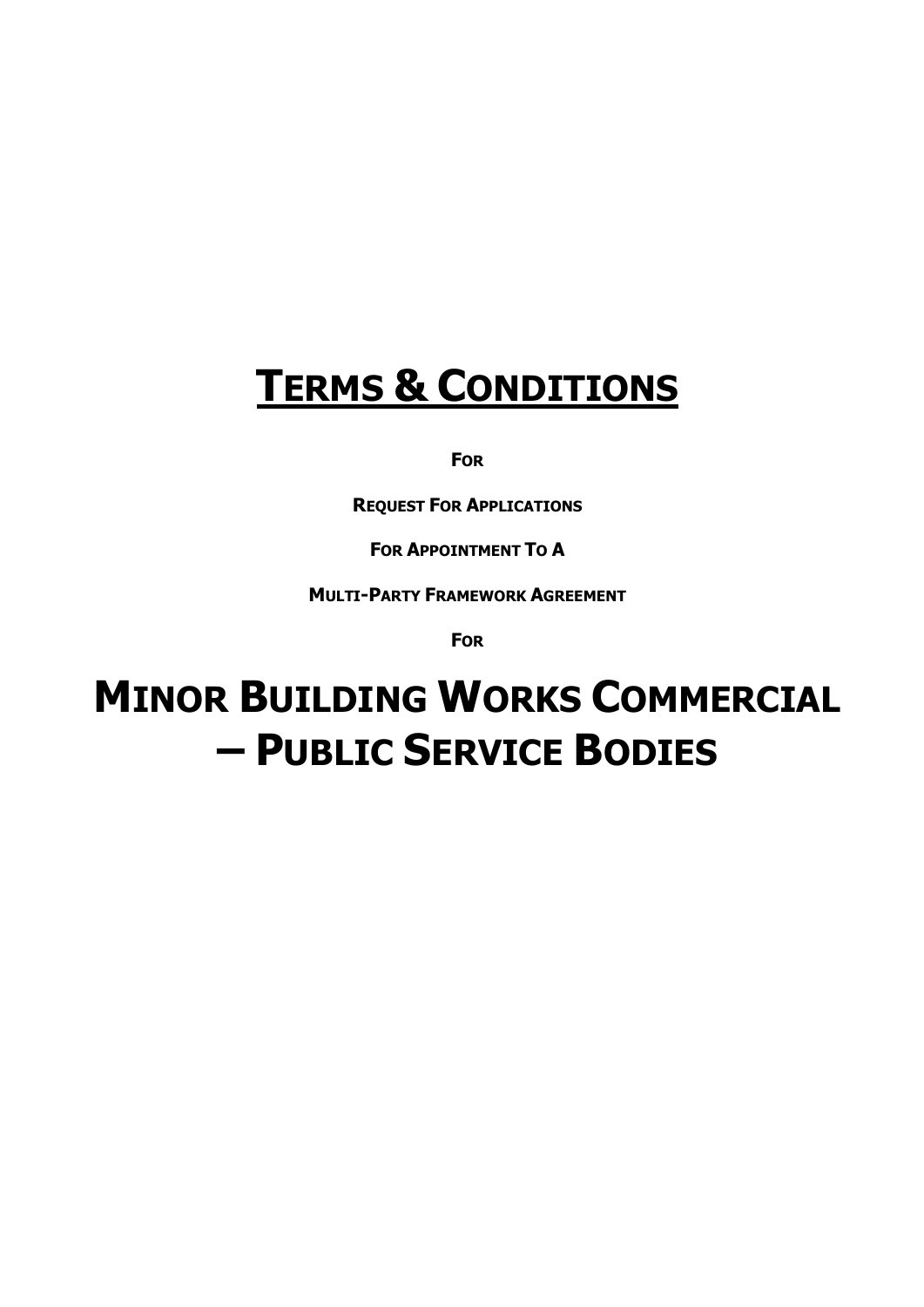# **TERMS & CONDITIONS**

**FOR**

**REQUEST FOR APPLICATIONS**

**FOR APPOINTMENT TO A**

**MULTI-PARTY FRAMEWORK AGREEMENT**

**FOR**

# **MINOR BUILDING WORKS COMMERCIAL – PUBLIC SERVICE BODIES**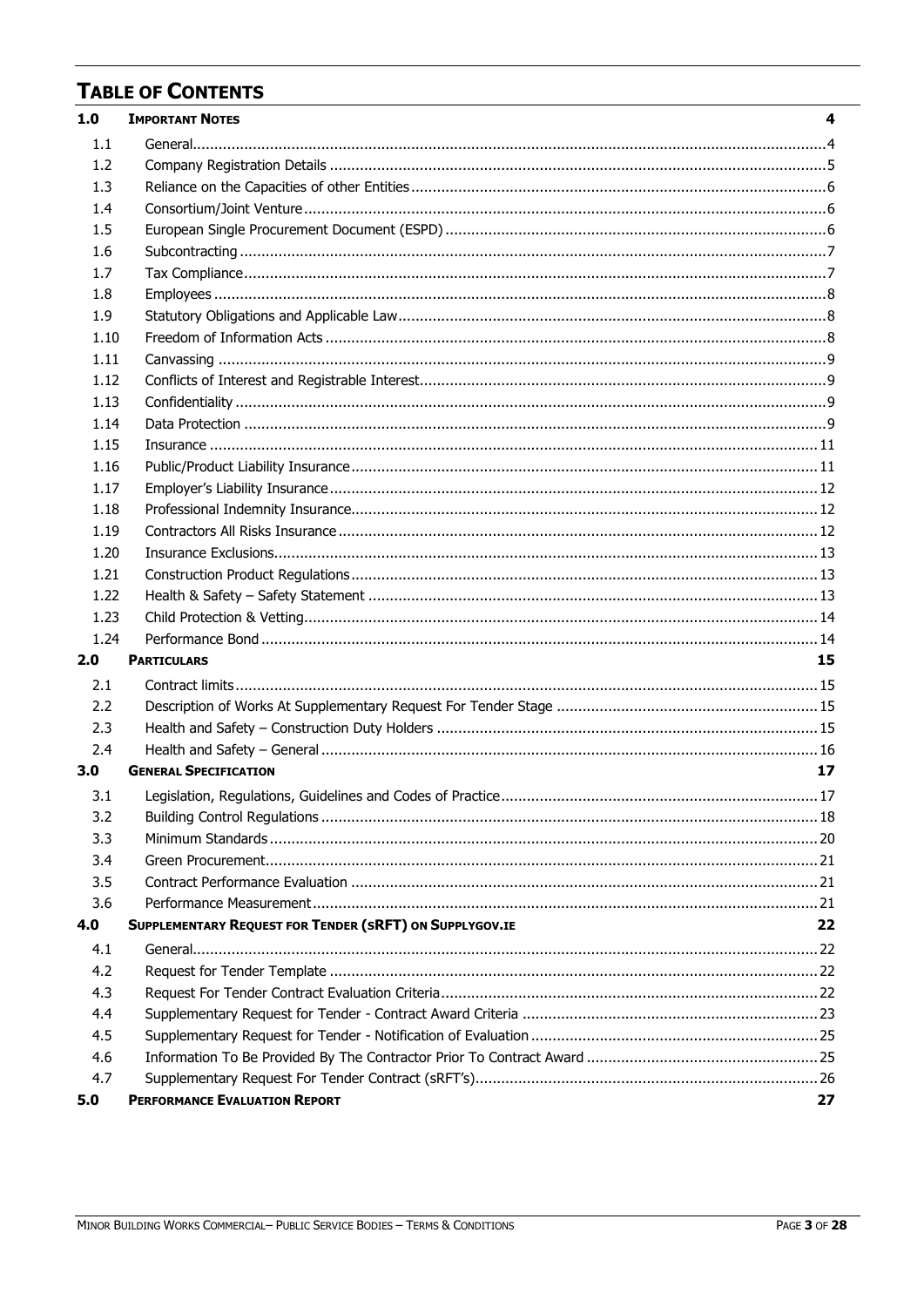# TABLE OF CONTENTS

| | | |
|---|---|---|
| **1.0** | **IMPORTANT NOTES** | **4** |
| 1.1 | General | 4 |
| 1.2 | Company Registration Details | 5 |
| 1.3 | Reliance on the Capacities of other Entities | 6 |
| 1.4 | Consortium/Joint Venture | 6 |
| 1.5 | European Single Procurement Document (ESPD) | 6 |
| 1.6 | Subcontracting | 7 |
| 1.7 | Tax Compliance | 7 |
| 1.8 | Employees | 8 |
| 1.9 | Statutory Obligations and Applicable Law | 8 |
| 1.10 | Freedom of Information Acts | 8 |
| 1.11 | Canvassing | 9 |
| 1.12 | Conflicts of Interest and Registrable Interest | 9 |
| 1.13 | Confidentiality | 9 |
| 1.14 | Data Protection | 9 |
| 1.15 | Insurance | 11 |
| 1.16 | Public/Product Liability Insurance | 11 |
| 1.17 | Employer's Liability Insurance | 12 |
| 1.18 | Professional Indemnity Insurance | 12 |
| 1.19 | Contractors All Risks Insurance | 12 |
| 1.20 | Insurance Exclusions | 13 |
| 1.21 | Construction Product Regulations | 13 |
| 1.22 | Health & Safety – Safety Statement | 13 |
| 1.23 | Child Protection & Vetting | 14 |
| 1.24 | Performance Bond | 14 |
| **2.0** | **PARTICULARS** | **15** |
| 2.1 | Contract limits | 15 |
| 2.2 | Description of Works At Supplementary Request For Tender Stage | 15 |
| 2.3 | Health and Safety – Construction Duty Holders | 15 |
| 2.4 | Health and Safety – General | 16 |
| **3.0** | **GENERAL SPECIFICATION** | **17** |
| 3.1 | Legislation, Regulations, Guidelines and Codes of Practice | 17 |
| 3.2 | Building Control Regulations | 18 |
| 3.3 | Minimum Standards | 20 |
| 3.4 | Green Procurement | 21 |
| 3.5 | Contract Performance Evaluation | 21 |
| 3.6 | Performance Measurement | 21 |
| **4.0** | **SUPPLEMENTARY REQUEST FOR TENDER (sRFT) ON SUPPLYGOV.IE** | **22** |
| 4.1 | General | 22 |
| 4.2 | Request for Tender Template | 22 |
| 4.3 | Request For Tender Contract Evaluation Criteria | 22 |
| 4.4 | Supplementary Request for Tender - Contract Award Criteria | 23 |
| 4.5 | Supplementary Request for Tender - Notification of Evaluation | 25 |
| 4.6 | Information To Be Provided By The Contractor Prior To Contract Award | 25 |
| 4.7 | Supplementary Request For Tender Contract (sRFT's) | 26 |
| **5.0** | **PERFORMANCE EVALUATION REPORT** | **27** |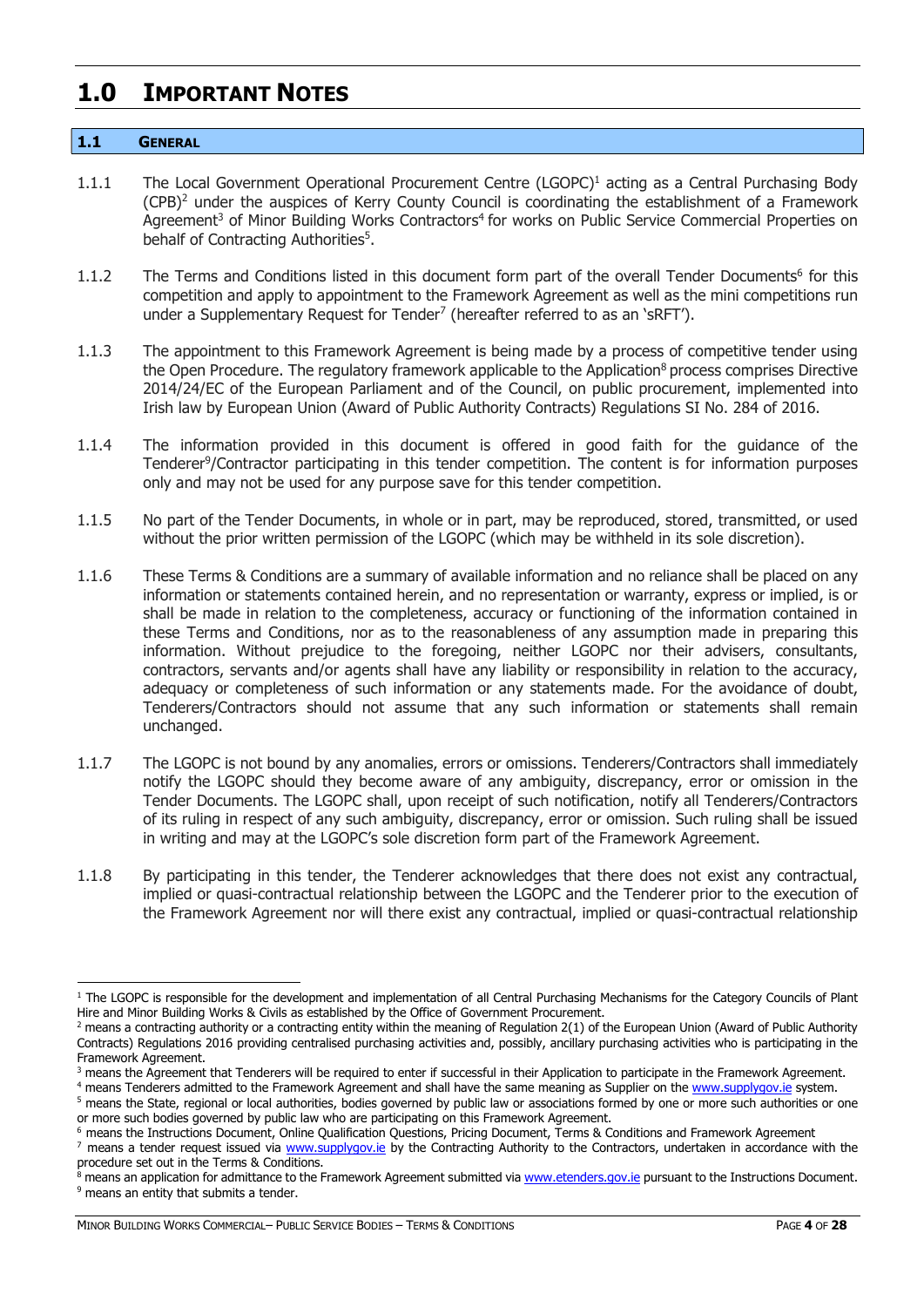# 1.0 IMPORTANT NOTES

## 1.1 GENERAL

1.1.1 The Local Government Operational Procurement Centre (LGOPC)[1] acting as a Central Purchasing Body (CPB)[2] under the auspices of Kerry County Council is coordinating the establishment of a Framework Agreement[3] of Minor Building Works Contractors[4] for works on Public Service Commercial Properties on behalf of Contracting Authorities[5].

1.1.2 The Terms and Conditions listed in this document form part of the overall Tender Documents[6] for this competition and apply to appointment to the Framework Agreement as well as the mini competitions run under a Supplementary Request for Tender[7] (hereafter referred to as an 'sRFT').

1.1.3 The appointment to this Framework Agreement is being made by a process of competitive tender using the Open Procedure. The regulatory framework applicable to the Application[8] process comprises Directive 2014/24/EC of the European Parliament and of the Council, on public procurement, implemented into Irish law by European Union (Award of Public Authority Contracts) Regulations SI No. 284 of 2016.

1.1.4 The information provided in this document is offered in good faith for the guidance of the Tenderer[9]/Contractor participating in this tender competition. The content is for information purposes only and may not be used for any purpose save for this tender competition.

1.1.5 No part of the Tender Documents, in whole or in part, may be reproduced, stored, transmitted, or used without the prior written permission of the LGOPC (which may be withheld in its sole discretion).

1.1.6 These Terms & Conditions are a summary of available information and no reliance shall be placed on any information or statements contained herein, and no representation or warranty, express or implied, is or shall be made in relation to the completeness, accuracy or functioning of the information contained in these Terms and Conditions, nor as to the reasonableness of any assumption made in preparing this information. Without prejudice to the foregoing, neither LGOPC nor their advisers, consultants, contractors, servants and/or agents shall have any liability or responsibility in relation to the accuracy, adequacy or completeness of such information or any statements made. For the avoidance of doubt, Tenderers/Contractors should not assume that any such information or statements shall remain unchanged.

1.1.7 The LGOPC is not bound by any anomalies, errors or omissions. Tenderers/Contractors shall immediately notify the LGOPC should they become aware of any ambiguity, discrepancy, error or omission in the Tender Documents. The LGOPC shall, upon receipt of such notification, notify all Tenderers/Contractors of its ruling in respect of any such ambiguity, discrepancy, error or omission. Such ruling shall be issued in writing and may at the LGOPC's sole discretion form part of the Framework Agreement.

1.1.8 By participating in this tender, the Tenderer acknowledges that there does not exist any contractual, implied or quasi-contractual relationship between the LGOPC and the Tenderer prior to the execution of the Framework Agreement nor will there exist any contractual, implied or quasi-contractual relationship

---

[1] The LGOPC is responsible for the development and implementation of all Central Purchasing Mechanisms for the Category Councils of Plant Hire and Minor Building Works & Civils as established by the Office of Government Procurement.

[2] means a contracting authority or a contracting entity within the meaning of Regulation 2(1) of the European Union (Award of Public Authority Contracts) Regulations 2016 providing centralised purchasing activities and, possibly, ancillary purchasing activities who is participating in the Framework Agreement.

[3] means the Agreement that Tenderers will be required to enter if successful in their Application to participate in the Framework Agreement.

[4] means Tenderers admitted to the Framework Agreement and shall have the same meaning as Supplier on the www.supplygov.ie system.

[5] means the State, regional or local authorities, bodies governed by public law or associations formed by one or more such authorities or one or more such bodies governed by public law who are participating on this Framework Agreement.

[6] means the Instructions Document, Online Qualification Questions, Pricing Document, Terms & Conditions and Framework Agreement

[7] means a tender request issued via www.supplygov.ie by the Contracting Authority to the Contractors, undertaken in accordance with the procedure set out in the Terms & Conditions.

[8] means an application for admittance to the Framework Agreement submitted via www.etenders.gov.ie pursuant to the Instructions Document.

[9] means an entity that submits a tender.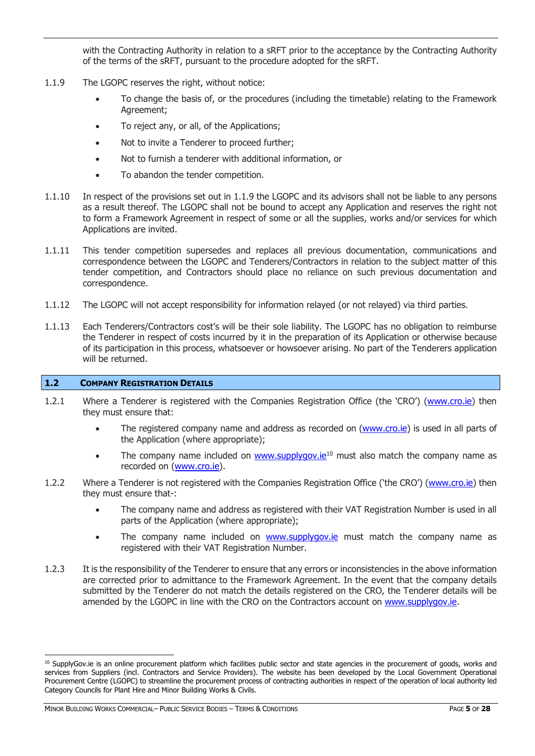with the Contracting Authority in relation to a sRFT prior to the acceptance by the Contracting Authority of the terms of the sRFT, pursuant to the procedure adopted for the sRFT.

1.1.9 The LGOPC reserves the right, without notice:

- To change the basis of, or the procedures (including the timetable) relating to the Framework Agreement;
- To reject any, or all, of the Applications;
- Not to invite a Tenderer to proceed further;
- Not to furnish a tenderer with additional information, or
- To abandon the tender competition.

1.1.10 In respect of the provisions set out in 1.1.9 the LGOPC and its advisors shall not be liable to any persons as a result thereof. The LGOPC shall not be bound to accept any Application and reserves the right not to form a Framework Agreement in respect of some or all the supplies, works and/or services for which Applications are invited.

1.1.11 This tender competition supersedes and replaces all previous documentation, communications and correspondence between the LGOPC and Tenderers/Contractors in relation to the subject matter of this tender competition, and Contractors should place no reliance on such previous documentation and correspondence.

1.1.12 The LGOPC will not accept responsibility for information relayed (or not relayed) via third parties.

1.1.13 Each Tenderers/Contractors cost's will be their sole liability. The LGOPC has no obligation to reimburse the Tenderer in respect of costs incurred by it in the preparation of its Application or otherwise because of its participation in this process, whatsoever or howsoever arising. No part of the Tenderers application will be returned.

## 1.2 COMPANY REGISTRATION DETAILS

1.2.1 Where a Tenderer is registered with the Companies Registration Office (the 'CRO') (www.cro.ie) then they must ensure that:

- The registered company name and address as recorded on (www.cro.ie) is used in all parts of the Application (where appropriate);
- The company name included on www.supplygov.ie[10] must also match the company name as recorded on (www.cro.ie).

1.2.2 Where a Tenderer is not registered with the Companies Registration Office ('the CRO') (www.cro.ie) then they must ensure that-:

- The company name and address as registered with their VAT Registration Number is used in all parts of the Application (where appropriate);
- The company name included on www.supplygov.ie must match the company name as registered with their VAT Registration Number.

1.2.3 It is the responsibility of the Tenderer to ensure that any errors or inconsistencies in the above information are corrected prior to admittance to the Framework Agreement. In the event that the company details submitted by the Tenderer do not match the details registered on the CRO, the Tenderer details will be amended by the LGOPC in line with the CRO on the Contractors account on www.supplygov.ie.

---

[10] SupplyGov.ie is an online procurement platform which facilities public sector and state agencies in the procurement of goods, works and services from Suppliers (incl. Contractors and Service Providers). The website has been developed by the Local Government Operational Procurement Centre (LGOPC) to streamline the procurement process of contracting authorities in respect of the operation of local authority led Category Councils for Plant Hire and Minor Building Works & Civils.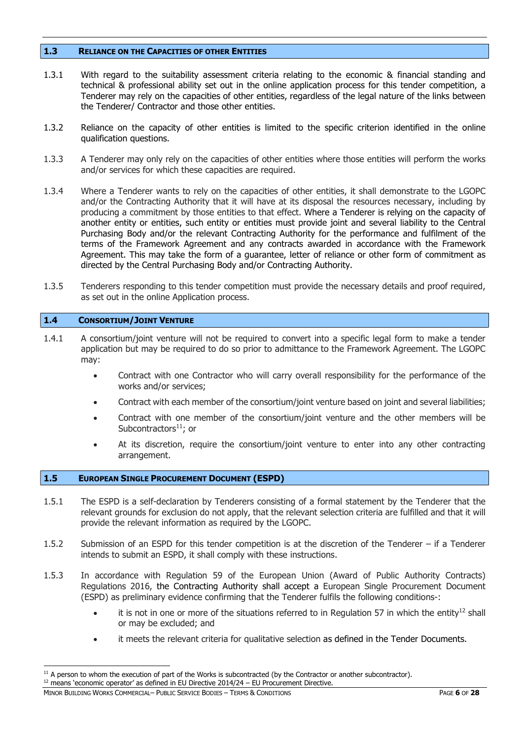## 1.3 Reliance on the Capacities of other Entities

1.3.1 With regard to the suitability assessment criteria relating to the economic & financial standing and technical & professional ability set out in the online application process for this tender competition, a Tenderer may rely on the capacities of other entities, regardless of the legal nature of the links between the Tenderer/ Contractor and those other entities.

1.3.2 Reliance on the capacity of other entities is limited to the specific criterion identified in the online qualification questions.

1.3.3 A Tenderer may only rely on the capacities of other entities where those entities will perform the works and/or services for which these capacities are required.

1.3.4 Where a Tenderer wants to rely on the capacities of other entities, it shall demonstrate to the LGOPC and/or the Contracting Authority that it will have at its disposal the resources necessary, including by producing a commitment by those entities to that effect. Where a Tenderer is relying on the capacity of another entity or entities, such entity or entities must provide joint and several liability to the Central Purchasing Body and/or the relevant Contracting Authority for the performance and fulfilment of the terms of the Framework Agreement and any contracts awarded in accordance with the Framework Agreement. This may take the form of a guarantee, letter of reliance or other form of commitment as directed by the Central Purchasing Body and/or Contracting Authority.

1.3.5 Tenderers responding to this tender competition must provide the necessary details and proof required, as set out in the online Application process.

## 1.4 Consortium/Joint Venture

1.4.1 A consortium/joint venture will not be required to convert into a specific legal form to make a tender application but may be required to do so prior to admittance to the Framework Agreement. The LGOPC may:

- Contract with one Contractor who will carry overall responsibility for the performance of the works and/or services;
- Contract with each member of the consortium/joint venture based on joint and several liabilities;
- Contract with one member of the consortium/joint venture and the other members will be Subcontractors[11]; or
- At its discretion, require the consortium/joint venture to enter into any other contracting arrangement.

## 1.5 European Single Procurement Document (ESPD)

1.5.1 The ESPD is a self-declaration by Tenderers consisting of a formal statement by the Tenderer that the relevant grounds for exclusion do not apply, that the relevant selection criteria are fulfilled and that it will provide the relevant information as required by the LGOPC.

1.5.2 Submission of an ESPD for this tender competition is at the discretion of the Tenderer – if a Tenderer intends to submit an ESPD, it shall comply with these instructions.

1.5.3 In accordance with Regulation 59 of the European Union (Award of Public Authority Contracts) Regulations 2016, the Contracting Authority shall accept a European Single Procurement Document (ESPD) as preliminary evidence confirming that the Tenderer fulfils the following conditions-:

- it is not in one or more of the situations referred to in Regulation 57 in which the entity[12] shall or may be excluded; and
- it meets the relevant criteria for qualitative selection as defined in the Tender Documents.

---

[11] A person to whom the execution of part of the Works is subcontracted (by the Contractor or another subcontractor).

[12] means 'economic operator' as defined in EU Directive 2014/24 – EU Procurement Directive.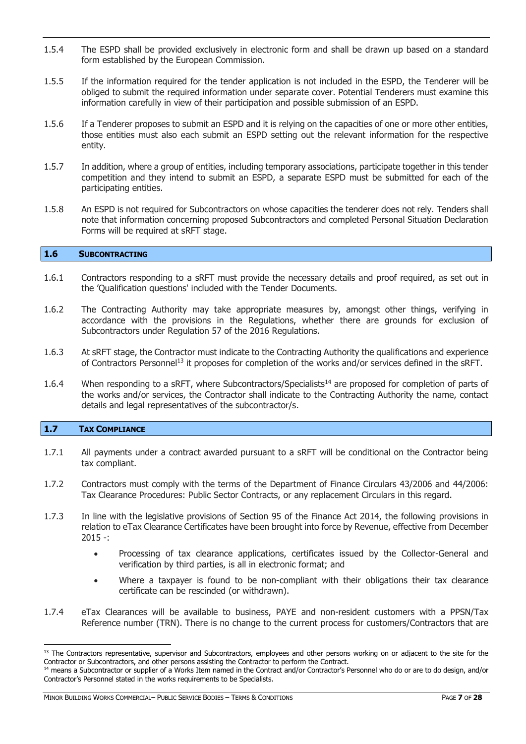1.5.4 The ESPD shall be provided exclusively in electronic form and shall be drawn up based on a standard form established by the European Commission.

1.5.5 If the information required for the tender application is not included in the ESPD, the Tenderer will be obliged to submit the required information under separate cover. Potential Tenderers must examine this information carefully in view of their participation and possible submission of an ESPD.

1.5.6 If a Tenderer proposes to submit an ESPD and it is relying on the capacities of one or more other entities, those entities must also each submit an ESPD setting out the relevant information for the respective entity.

1.5.7 In addition, where a group of entities, including temporary associations, participate together in this tender competition and they intend to submit an ESPD, a separate ESPD must be submitted for each of the participating entities.

1.5.8 An ESPD is not required for Subcontractors on whose capacities the tenderer does not rely. Tenders shall note that information concerning proposed Subcontractors and completed Personal Situation Declaration Forms will be required at sRFT stage.

## 1.6 SUBCONTRACTING

1.6.1 Contractors responding to a sRFT must provide the necessary details and proof required, as set out in the 'Qualification questions' included with the Tender Documents.

1.6.2 The Contracting Authority may take appropriate measures by, amongst other things, verifying in accordance with the provisions in the Regulations, whether there are grounds for exclusion of Subcontractors under Regulation 57 of the 2016 Regulations.

1.6.3 At sRFT stage, the Contractor must indicate to the Contracting Authority the qualifications and experience of Contractors Personnel[13] it proposes for completion of the works and/or services defined in the sRFT.

1.6.4 When responding to a sRFT, where Subcontractors/Specialists[14] are proposed for completion of parts of the works and/or services, the Contractor shall indicate to the Contracting Authority the name, contact details and legal representatives of the subcontractor/s.

## 1.7 TAX COMPLIANCE

1.7.1 All payments under a contract awarded pursuant to a sRFT will be conditional on the Contractor being tax compliant.

1.7.2 Contractors must comply with the terms of the Department of Finance Circulars 43/2006 and 44/2006: Tax Clearance Procedures: Public Sector Contracts, or any replacement Circulars in this regard.

1.7.3 In line with the legislative provisions of Section 95 of the Finance Act 2014, the following provisions in relation to eTax Clearance Certificates have been brought into force by Revenue, effective from December 2015 -:

- Processing of tax clearance applications, certificates issued by the Collector-General and verification by third parties, is all in electronic format; and
- Where a taxpayer is found to be non-compliant with their obligations their tax clearance certificate can be rescinded (or withdrawn).

1.7.4 eTax Clearances will be available to business, PAYE and non-resident customers with a PPSN/Tax Reference number (TRN). There is no change to the current process for customers/Contractors that are

---

[13] The Contractors representative, supervisor and Subcontractors, employees and other persons working on or adjacent to the site for the Contractor or Subcontractors, and other persons assisting the Contractor to perform the Contract.

[14] means a Subcontractor or supplier of a Works Item named in the Contract and/or Contractor's Personnel who do or are to do design, and/or Contractor's Personnel stated in the works requirements to be Specialists.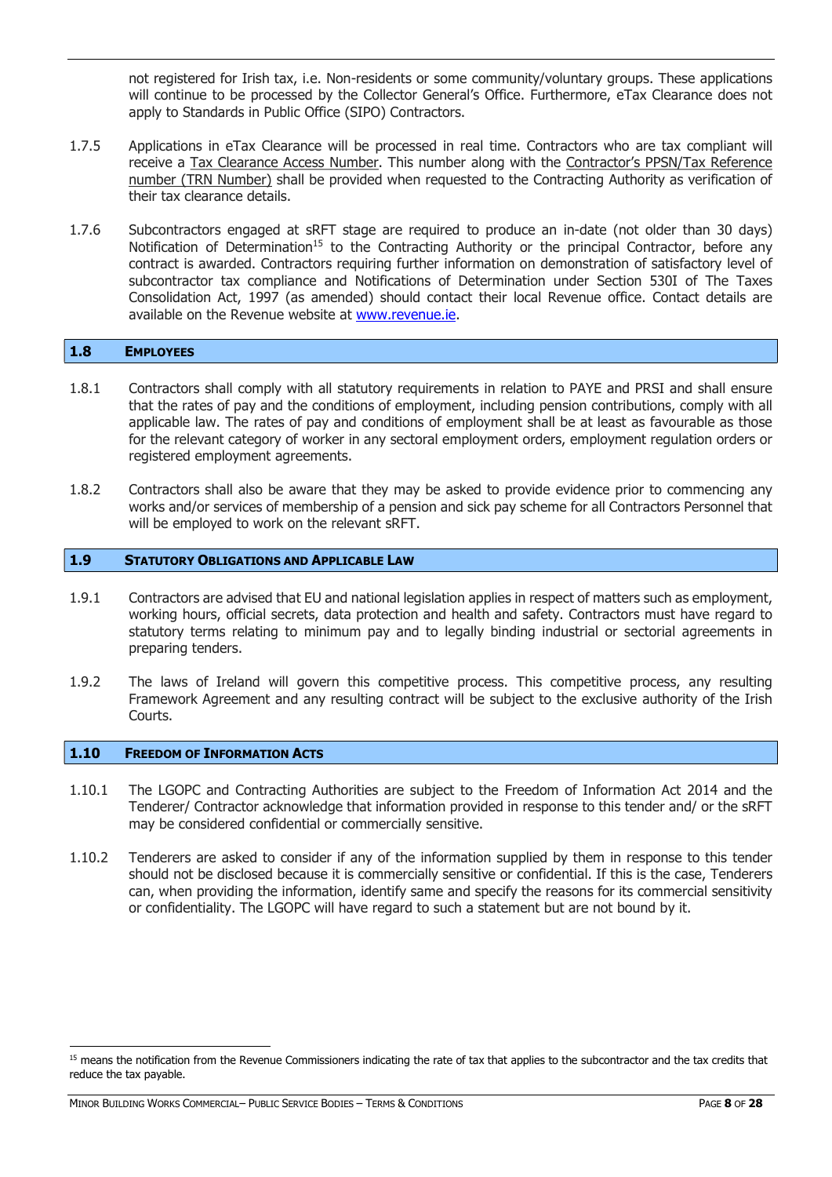not registered for Irish tax, i.e. Non-residents or some community/voluntary groups. These applications will continue to be processed by the Collector General's Office. Furthermore, eTax Clearance does not apply to Standards in Public Office (SIPO) Contractors.

1.7.5 Applications in eTax Clearance will be processed in real time. Contractors who are tax compliant will receive a Tax Clearance Access Number. This number along with the Contractor's PPSN/Tax Reference number (TRN Number) shall be provided when requested to the Contracting Authority as verification of their tax clearance details.

1.7.6 Subcontractors engaged at sRFT stage are required to produce an in-date (not older than 30 days) Notification of Determination[15] to the Contracting Authority or the principal Contractor, before any contract is awarded. Contractors requiring further information on demonstration of satisfactory level of subcontractor tax compliance and Notifications of Determination under Section 530I of The Taxes Consolidation Act, 1997 (as amended) should contact their local Revenue office. Contact details are available on the Revenue website at www.revenue.ie.

## 1.8 EMPLOYEES

1.8.1 Contractors shall comply with all statutory requirements in relation to PAYE and PRSI and shall ensure that the rates of pay and the conditions of employment, including pension contributions, comply with all applicable law. The rates of pay and conditions of employment shall be at least as favourable as those for the relevant category of worker in any sectoral employment orders, employment regulation orders or registered employment agreements.

1.8.2 Contractors shall also be aware that they may be asked to provide evidence prior to commencing any works and/or services of membership of a pension and sick pay scheme for all Contractors Personnel that will be employed to work on the relevant sRFT.

## 1.9 STATUTORY OBLIGATIONS AND APPLICABLE LAW

1.9.1 Contractors are advised that EU and national legislation applies in respect of matters such as employment, working hours, official secrets, data protection and health and safety. Contractors must have regard to statutory terms relating to minimum pay and to legally binding industrial or sectorial agreements in preparing tenders.

1.9.2 The laws of Ireland will govern this competitive process. This competitive process, any resulting Framework Agreement and any resulting contract will be subject to the exclusive authority of the Irish Courts.

## 1.10 FREEDOM OF INFORMATION ACTS

1.10.1 The LGOPC and Contracting Authorities are subject to the Freedom of Information Act 2014 and the Tenderer/ Contractor acknowledge that information provided in response to this tender and/ or the sRFT may be considered confidential or commercially sensitive.

1.10.2 Tenderers are asked to consider if any of the information supplied by them in response to this tender should not be disclosed because it is commercially sensitive or confidential. If this is the case, Tenderers can, when providing the information, identify same and specify the reasons for its commercial sensitivity or confidentiality. The LGOPC will have regard to such a statement but are not bound by it.

---

[15] means the notification from the Revenue Commissioners indicating the rate of tax that applies to the subcontractor and the tax credits that reduce the tax payable.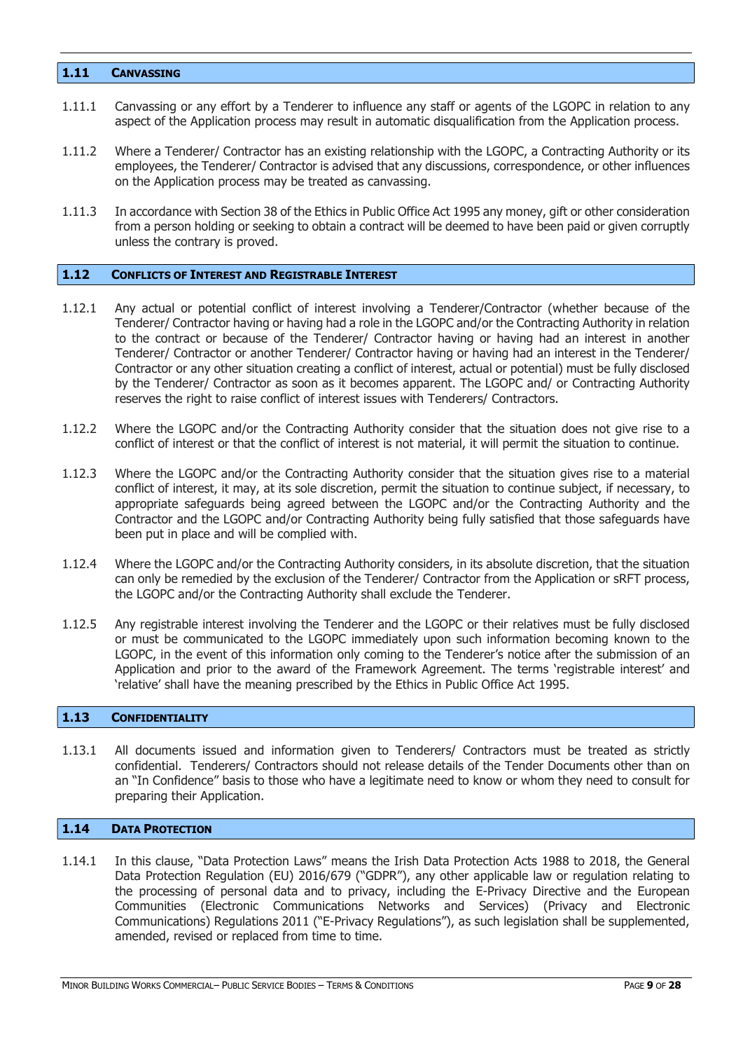## 1.11 CANVASSING

1.11.1 Canvassing or any effort by a Tenderer to influence any staff or agents of the LGOPC in relation to any aspect of the Application process may result in automatic disqualification from the Application process.

1.11.2 Where a Tenderer/ Contractor has an existing relationship with the LGOPC, a Contracting Authority or its employees, the Tenderer/ Contractor is advised that any discussions, correspondence, or other influences on the Application process may be treated as canvassing.

1.11.3 In accordance with Section 38 of the Ethics in Public Office Act 1995 any money, gift or other consideration from a person holding or seeking to obtain a contract will be deemed to have been paid or given corruptly unless the contrary is proved.

## 1.12 CONFLICTS OF INTEREST AND REGISTRABLE INTEREST

1.12.1 Any actual or potential conflict of interest involving a Tenderer/Contractor (whether because of the Tenderer/ Contractor having or having had a role in the LGOPC and/or the Contracting Authority in relation to the contract or because of the Tenderer/ Contractor having or having had an interest in another Tenderer/ Contractor or another Tenderer/ Contractor having or having had an interest in the Tenderer/ Contractor or any other situation creating a conflict of interest, actual or potential) must be fully disclosed by the Tenderer/ Contractor as soon as it becomes apparent. The LGOPC and/ or Contracting Authority reserves the right to raise conflict of interest issues with Tenderers/ Contractors.

1.12.2 Where the LGOPC and/or the Contracting Authority consider that the situation does not give rise to a conflict of interest or that the conflict of interest is not material, it will permit the situation to continue.

1.12.3 Where the LGOPC and/or the Contracting Authority consider that the situation gives rise to a material conflict of interest, it may, at its sole discretion, permit the situation to continue subject, if necessary, to appropriate safeguards being agreed between the LGOPC and/or the Contracting Authority and the Contractor and the LGOPC and/or Contracting Authority being fully satisfied that those safeguards have been put in place and will be complied with.

1.12.4 Where the LGOPC and/or the Contracting Authority considers, in its absolute discretion, that the situation can only be remedied by the exclusion of the Tenderer/ Contractor from the Application or sRFT process, the LGOPC and/or the Contracting Authority shall exclude the Tenderer.

1.12.5 Any registrable interest involving the Tenderer and the LGOPC or their relatives must be fully disclosed or must be communicated to the LGOPC immediately upon such information becoming known to the LGOPC, in the event of this information only coming to the Tenderer's notice after the submission of an Application and prior to the award of the Framework Agreement. The terms 'registrable interest' and 'relative' shall have the meaning prescribed by the Ethics in Public Office Act 1995.

## 1.13 CONFIDENTIALITY

1.13.1 All documents issued and information given to Tenderers/ Contractors must be treated as strictly confidential. Tenderers/ Contractors should not release details of the Tender Documents other than on an "In Confidence" basis to those who have a legitimate need to know or whom they need to consult for preparing their Application.

## 1.14 DATA PROTECTION

1.14.1 In this clause, "Data Protection Laws" means the Irish Data Protection Acts 1988 to 2018, the General Data Protection Regulation (EU) 2016/679 ("GDPR"), any other applicable law or regulation relating to the processing of personal data and to privacy, including the E-Privacy Directive and the European Communities (Electronic Communications Networks and Services) (Privacy and Electronic Communications) Regulations 2011 ("E-Privacy Regulations"), as such legislation shall be supplemented, amended, revised or replaced from time to time.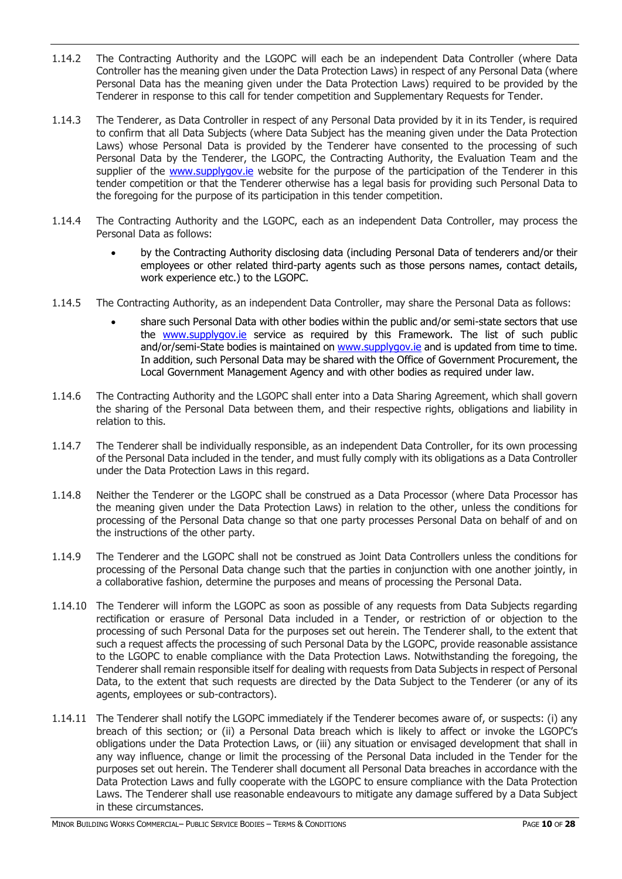1.14.2 The Contracting Authority and the LGOPC will each be an independent Data Controller (where Data Controller has the meaning given under the Data Protection Laws) in respect of any Personal Data (where Personal Data has the meaning given under the Data Protection Laws) required to be provided by the Tenderer in response to this call for tender competition and Supplementary Requests for Tender.

1.14.3 The Tenderer, as Data Controller in respect of any Personal Data provided by it in its Tender, is required to confirm that all Data Subjects (where Data Subject has the meaning given under the Data Protection Laws) whose Personal Data is provided by the Tenderer have consented to the processing of such Personal Data by the Tenderer, the LGOPC, the Contracting Authority, the Evaluation Team and the supplier of the www.supplygov.ie website for the purpose of the participation of the Tenderer in this tender competition or that the Tenderer otherwise has a legal basis for providing such Personal Data to the foregoing for the purpose of its participation in this tender competition.

1.14.4 The Contracting Authority and the LGOPC, each as an independent Data Controller, may process the Personal Data as follows:

- by the Contracting Authority disclosing data (including Personal Data of tenderers and/or their employees or other related third-party agents such as those persons names, contact details, work experience etc.) to the LGOPC.

1.14.5 The Contracting Authority, as an independent Data Controller, may share the Personal Data as follows:

- share such Personal Data with other bodies within the public and/or semi-state sectors that use the www.supplygov.ie service as required by this Framework. The list of such public and/or/semi-State bodies is maintained on www.supplygov.ie and is updated from time to time. In addition, such Personal Data may be shared with the Office of Government Procurement, the Local Government Management Agency and with other bodies as required under law.

1.14.6 The Contracting Authority and the LGOPC shall enter into a Data Sharing Agreement, which shall govern the sharing of the Personal Data between them, and their respective rights, obligations and liability in relation to this.

1.14.7 The Tenderer shall be individually responsible, as an independent Data Controller, for its own processing of the Personal Data included in the tender, and must fully comply with its obligations as a Data Controller under the Data Protection Laws in this regard.

1.14.8 Neither the Tenderer or the LGOPC shall be construed as a Data Processor (where Data Processor has the meaning given under the Data Protection Laws) in relation to the other, unless the conditions for processing of the Personal Data change so that one party processes Personal Data on behalf of and on the instructions of the other party.

1.14.9 The Tenderer and the LGOPC shall not be construed as Joint Data Controllers unless the conditions for processing of the Personal Data change such that the parties in conjunction with one another jointly, in a collaborative fashion, determine the purposes and means of processing the Personal Data.

1.14.10 The Tenderer will inform the LGOPC as soon as possible of any requests from Data Subjects regarding rectification or erasure of Personal Data included in a Tender, or restriction of or objection to the processing of such Personal Data for the purposes set out herein. The Tenderer shall, to the extent that such a request affects the processing of such Personal Data by the LGOPC, provide reasonable assistance to the LGOPC to enable compliance with the Data Protection Laws. Notwithstanding the foregoing, the Tenderer shall remain responsible itself for dealing with requests from Data Subjects in respect of Personal Data, to the extent that such requests are directed by the Data Subject to the Tenderer (or any of its agents, employees or sub-contractors).

1.14.11 The Tenderer shall notify the LGOPC immediately if the Tenderer becomes aware of, or suspects: (i) any breach of this section; or (ii) a Personal Data breach which is likely to affect or invoke the LGOPC's obligations under the Data Protection Laws, or (iii) any situation or envisaged development that shall in any way influence, change or limit the processing of the Personal Data included in the Tender for the purposes set out herein. The Tenderer shall document all Personal Data breaches in accordance with the Data Protection Laws and fully cooperate with the LGOPC to ensure compliance with the Data Protection Laws. The Tenderer shall use reasonable endeavours to mitigate any damage suffered by a Data Subject in these circumstances.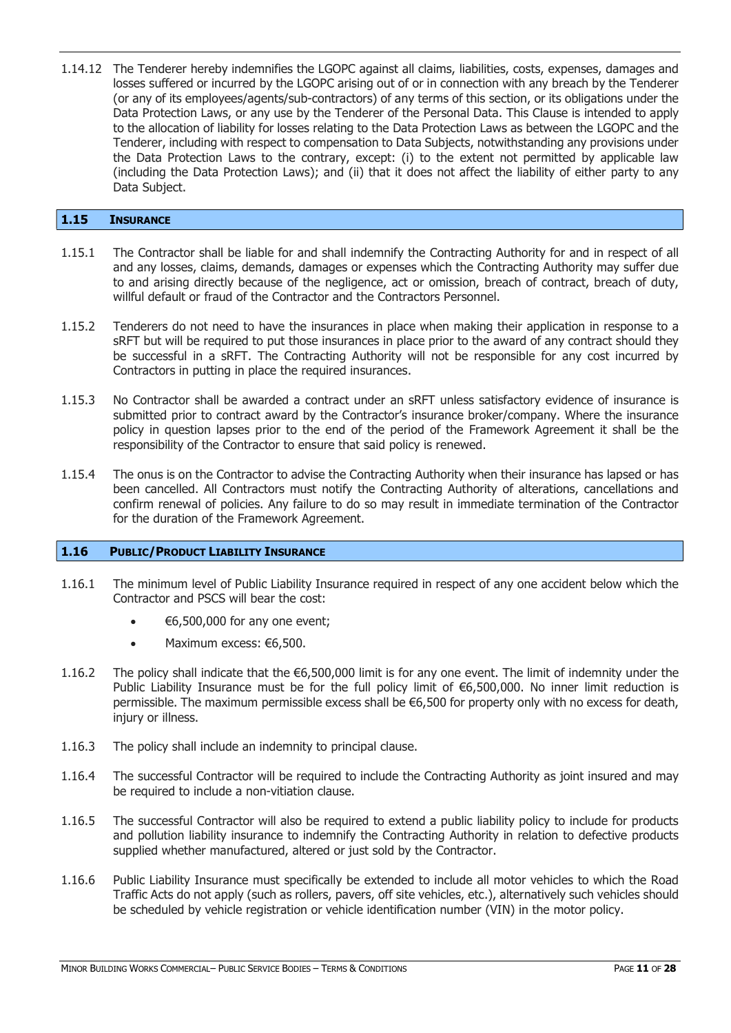1.14.12 The Tenderer hereby indemnifies the LGOPC against all claims, liabilities, costs, expenses, damages and losses suffered or incurred by the LGOPC arising out of or in connection with any breach by the Tenderer (or any of its employees/agents/sub-contractors) of any terms of this section, or its obligations under the Data Protection Laws, or any use by the Tenderer of the Personal Data. This Clause is intended to apply to the allocation of liability for losses relating to the Data Protection Laws as between the LGOPC and the Tenderer, including with respect to compensation to Data Subjects, notwithstanding any provisions under the Data Protection Laws to the contrary, except: (i) to the extent not permitted by applicable law (including the Data Protection Laws); and (ii) that it does not affect the liability of either party to any Data Subject.

## 1.15 INSURANCE

1.15.1 The Contractor shall be liable for and shall indemnify the Contracting Authority for and in respect of all and any losses, claims, demands, damages or expenses which the Contracting Authority may suffer due to and arising directly because of the negligence, act or omission, breach of contract, breach of duty, willful default or fraud of the Contractor and the Contractors Personnel.

1.15.2 Tenderers do not need to have the insurances in place when making their application in response to a sRFT but will be required to put those insurances in place prior to the award of any contract should they be successful in a sRFT. The Contracting Authority will not be responsible for any cost incurred by Contractors in putting in place the required insurances.

1.15.3 No Contractor shall be awarded a contract under an sRFT unless satisfactory evidence of insurance is submitted prior to contract award by the Contractor's insurance broker/company. Where the insurance policy in question lapses prior to the end of the period of the Framework Agreement it shall be the responsibility of the Contractor to ensure that said policy is renewed.

1.15.4 The onus is on the Contractor to advise the Contracting Authority when their insurance has lapsed or has been cancelled. All Contractors must notify the Contracting Authority of alterations, cancellations and confirm renewal of policies. Any failure to do so may result in immediate termination of the Contractor for the duration of the Framework Agreement.

## 1.16 PUBLIC/PRODUCT LIABILITY INSURANCE

1.16.1 The minimum level of Public Liability Insurance required in respect of any one accident below which the Contractor and PSCS will bear the cost:

- €6,500,000 for any one event;
- Maximum excess: €6,500.

1.16.2 The policy shall indicate that the €6,500,000 limit is for any one event. The limit of indemnity under the Public Liability Insurance must be for the full policy limit of €6,500,000. No inner limit reduction is permissible. The maximum permissible excess shall be €6,500 for property only with no excess for death, injury or illness.

1.16.3 The policy shall include an indemnity to principal clause.

1.16.4 The successful Contractor will be required to include the Contracting Authority as joint insured and may be required to include a non-vitiation clause.

1.16.5 The successful Contractor will also be required to extend a public liability policy to include for products and pollution liability insurance to indemnify the Contracting Authority in relation to defective products supplied whether manufactured, altered or just sold by the Contractor.

1.16.6 Public Liability Insurance must specifically be extended to include all motor vehicles to which the Road Traffic Acts do not apply (such as rollers, pavers, off site vehicles, etc.), alternatively such vehicles should be scheduled by vehicle registration or vehicle identification number (VIN) in the motor policy.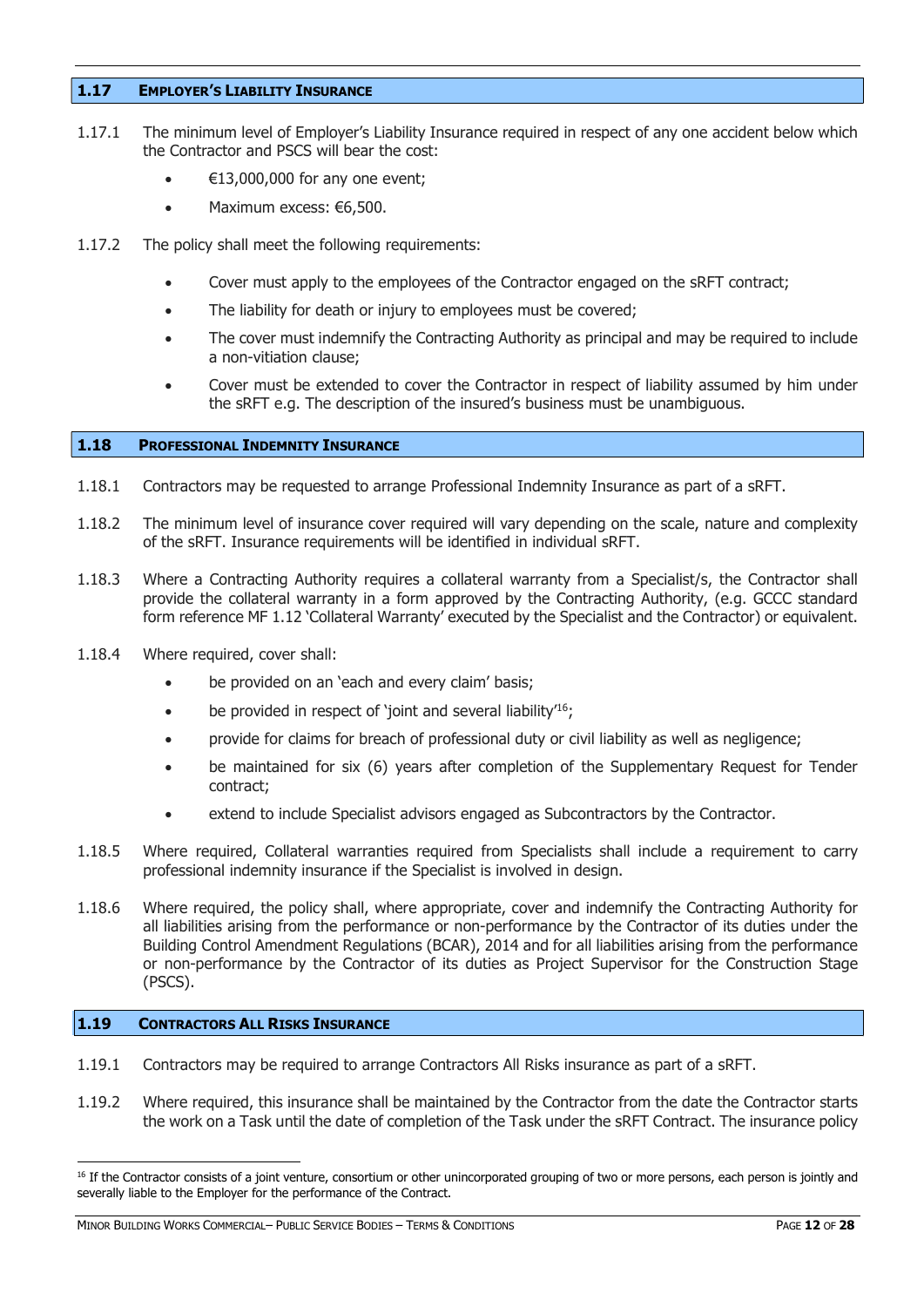## 1.17 Employer's Liability Insurance

1.17.1 The minimum level of Employer's Liability Insurance required in respect of any one accident below which the Contractor and PSCS will bear the cost:

- €13,000,000 for any one event;
- Maximum excess: €6,500.

1.17.2 The policy shall meet the following requirements:

- Cover must apply to the employees of the Contractor engaged on the sRFT contract;
- The liability for death or injury to employees must be covered;
- The cover must indemnify the Contracting Authority as principal and may be required to include a non-vitiation clause;
- Cover must be extended to cover the Contractor in respect of liability assumed by him under the sRFT e.g. The description of the insured's business must be unambiguous.

## 1.18 Professional Indemnity Insurance

1.18.1 Contractors may be requested to arrange Professional Indemnity Insurance as part of a sRFT.

1.18.2 The minimum level of insurance cover required will vary depending on the scale, nature and complexity of the sRFT. Insurance requirements will be identified in individual sRFT.

1.18.3 Where a Contracting Authority requires a collateral warranty from a Specialist/s, the Contractor shall provide the collateral warranty in a form approved by the Contracting Authority, (e.g. GCCC standard form reference MF 1.12 'Collateral Warranty' executed by the Specialist and the Contractor) or equivalent.

1.18.4 Where required, cover shall:

- be provided on an 'each and every claim' basis;
- be provided in respect of 'joint and several liability'[16];
- provide for claims for breach of professional duty or civil liability as well as negligence;
- be maintained for six (6) years after completion of the Supplementary Request for Tender contract;
- extend to include Specialist advisors engaged as Subcontractors by the Contractor.

1.18.5 Where required, Collateral warranties required from Specialists shall include a requirement to carry professional indemnity insurance if the Specialist is involved in design.

1.18.6 Where required, the policy shall, where appropriate, cover and indemnify the Contracting Authority for all liabilities arising from the performance or non-performance by the Contractor of its duties under the Building Control Amendment Regulations (BCAR), 2014 and for all liabilities arising from the performance or non-performance by the Contractor of its duties as Project Supervisor for the Construction Stage (PSCS).

## 1.19 Contractors All Risks Insurance

1.19.1 Contractors may be required to arrange Contractors All Risks insurance as part of a sRFT.

1.19.2 Where required, this insurance shall be maintained by the Contractor from the date the Contractor starts the work on a Task until the date of completion of the Task under the sRFT Contract. The insurance policy

[16] If the Contractor consists of a joint venture, consortium or other unincorporated grouping of two or more persons, each person is jointly and severally liable to the Employer for the performance of the Contract.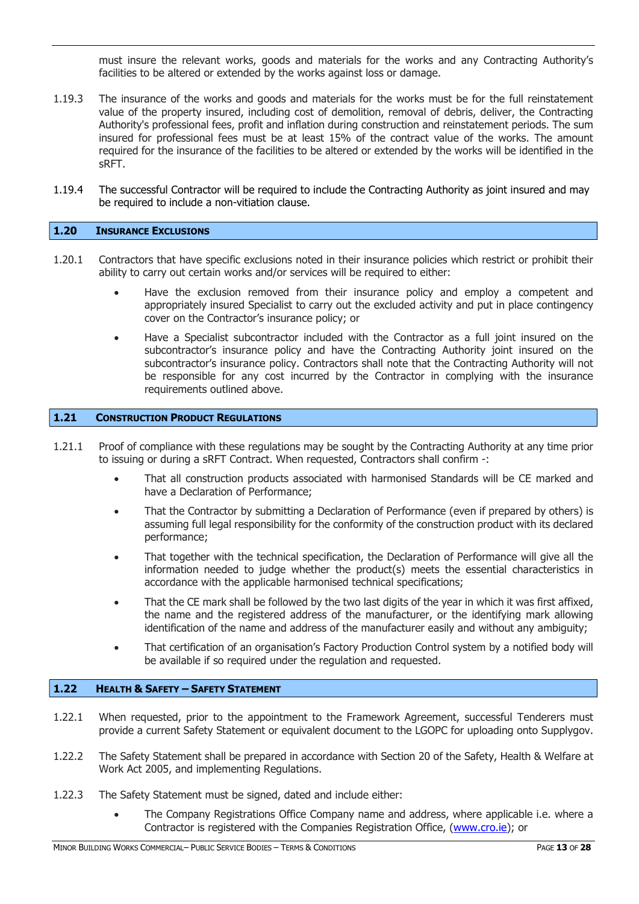must insure the relevant works, goods and materials for the works and any Contracting Authority's facilities to be altered or extended by the works against loss or damage.

1.19.3 The insurance of the works and goods and materials for the works must be for the full reinstatement value of the property insured, including cost of demolition, removal of debris, deliver, the Contracting Authority's professional fees, profit and inflation during construction and reinstatement periods. The sum insured for professional fees must be at least 15% of the contract value of the works. The amount required for the insurance of the facilities to be altered or extended by the works will be identified in the sRFT.

1.19.4 The successful Contractor will be required to include the Contracting Authority as joint insured and may be required to include a non-vitiation clause.

## 1.20 Insurance Exclusions

1.20.1 Contractors that have specific exclusions noted in their insurance policies which restrict or prohibit their ability to carry out certain works and/or services will be required to either:

- Have the exclusion removed from their insurance policy and employ a competent and appropriately insured Specialist to carry out the excluded activity and put in place contingency cover on the Contractor's insurance policy; or
- Have a Specialist subcontractor included with the Contractor as a full joint insured on the subcontractor's insurance policy and have the Contracting Authority joint insured on the subcontractor's insurance policy. Contractors shall note that the Contracting Authority will not be responsible for any cost incurred by the Contractor in complying with the insurance requirements outlined above.

## 1.21 Construction Product Regulations

1.21.1 Proof of compliance with these regulations may be sought by the Contracting Authority at any time prior to issuing or during a sRFT Contract. When requested, Contractors shall confirm -:

- That all construction products associated with harmonised Standards will be CE marked and have a Declaration of Performance;
- That the Contractor by submitting a Declaration of Performance (even if prepared by others) is assuming full legal responsibility for the conformity of the construction product with its declared performance;
- That together with the technical specification, the Declaration of Performance will give all the information needed to judge whether the product(s) meets the essential characteristics in accordance with the applicable harmonised technical specifications;
- That the CE mark shall be followed by the two last digits of the year in which it was first affixed, the name and the registered address of the manufacturer, or the identifying mark allowing identification of the name and address of the manufacturer easily and without any ambiguity;
- That certification of an organisation's Factory Production Control system by a notified body will be available if so required under the regulation and requested.

## 1.22 Health & Safety – Safety Statement

1.22.1 When requested, prior to the appointment to the Framework Agreement, successful Tenderers must provide a current Safety Statement or equivalent document to the LGOPC for uploading onto Supplygov.

1.22.2 The Safety Statement shall be prepared in accordance with Section 20 of the Safety, Health & Welfare at Work Act 2005, and implementing Regulations.

1.22.3 The Safety Statement must be signed, dated and include either:

- The Company Registrations Office Company name and address, where applicable i.e. where a Contractor is registered with the Companies Registration Office, (www.cro.ie); or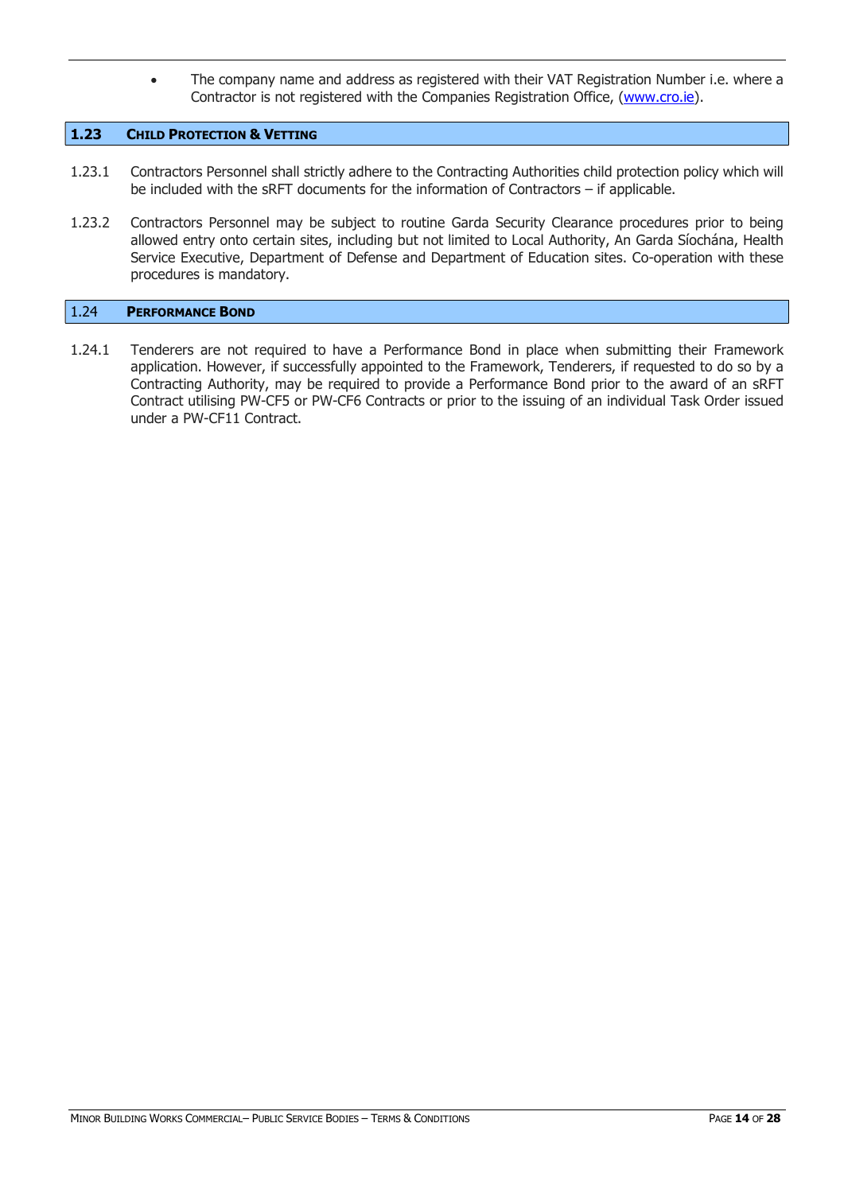- The company name and address as registered with their VAT Registration Number i.e. where a Contractor is not registered with the Companies Registration Office, ([www.cro.ie](http://www.cro.ie)).

## 1.23 Child Protection & Vetting

1.23.1 Contractors Personnel shall strictly adhere to the Contracting Authorities child protection policy which will be included with the sRFT documents for the information of Contractors – if applicable.

1.23.2 Contractors Personnel may be subject to routine Garda Security Clearance procedures prior to being allowed entry onto certain sites, including but not limited to Local Authority, An Garda Síochána, Health Service Executive, Department of Defense and Department of Education sites. Co-operation with these procedures is mandatory.

## 1.24 Performance Bond

1.24.1 Tenderers are not required to have a Performance Bond in place when submitting their Framework application. However, if successfully appointed to the Framework, Tenderers, if requested to do so by a Contracting Authority, may be required to provide a Performance Bond prior to the award of an sRFT Contract utilising PW-CF5 or PW-CF6 Contracts or prior to the issuing of an individual Task Order issued under a PW-CF11 Contract.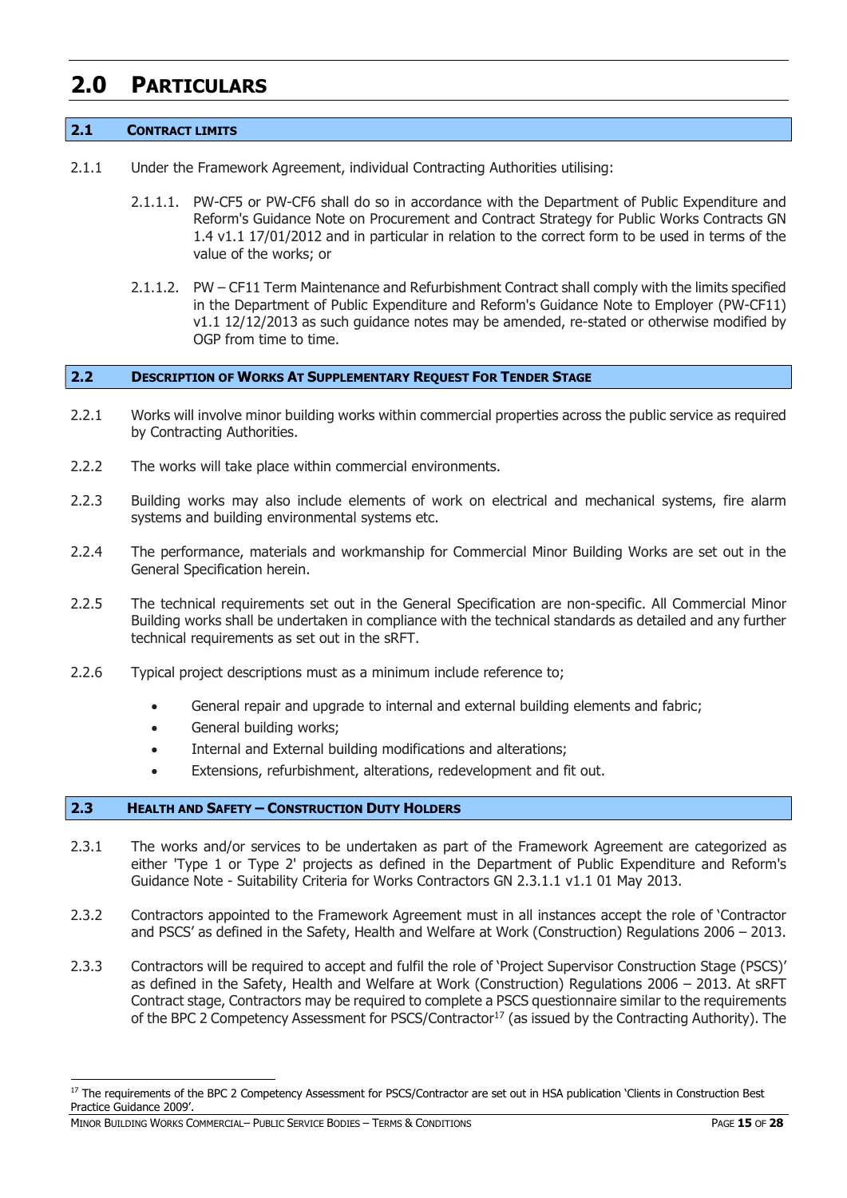# 2.0 PARTICULARS

## 2.1 CONTRACT LIMITS

2.1.1 Under the Framework Agreement, individual Contracting Authorities utilising:

2.1.1.1. PW-CF5 or PW-CF6 shall do so in accordance with the Department of Public Expenditure and Reform's Guidance Note on Procurement and Contract Strategy for Public Works Contracts GN 1.4 v1.1 17/01/2012 and in particular in relation to the correct form to be used in terms of the value of the works; or

2.1.1.2. PW – CF11 Term Maintenance and Refurbishment Contract shall comply with the limits specified in the Department of Public Expenditure and Reform's Guidance Note to Employer (PW-CF11) v1.1 12/12/2013 as such guidance notes may be amended, re-stated or otherwise modified by OGP from time to time.

## 2.2 DESCRIPTION OF WORKS AT SUPPLEMENTARY REQUEST FOR TENDER STAGE

2.2.1 Works will involve minor building works within commercial properties across the public service as required by Contracting Authorities.

2.2.2 The works will take place within commercial environments.

2.2.3 Building works may also include elements of work on electrical and mechanical systems, fire alarm systems and building environmental systems etc.

2.2.4 The performance, materials and workmanship for Commercial Minor Building Works are set out in the General Specification herein.

2.2.5 The technical requirements set out in the General Specification are non-specific. All Commercial Minor Building works shall be undertaken in compliance with the technical standards as detailed and any further technical requirements as set out in the sRFT.

2.2.6 Typical project descriptions must as a minimum include reference to;

- General repair and upgrade to internal and external building elements and fabric;
- General building works;
- Internal and External building modifications and alterations;
- Extensions, refurbishment, alterations, redevelopment and fit out.

## 2.3 HEALTH AND SAFETY – CONSTRUCTION DUTY HOLDERS

2.3.1 The works and/or services to be undertaken as part of the Framework Agreement are categorized as either 'Type 1 or Type 2' projects as defined in the Department of Public Expenditure and Reform's Guidance Note - Suitability Criteria for Works Contractors GN 2.3.1.1 v1.1 01 May 2013.

2.3.2 Contractors appointed to the Framework Agreement must in all instances accept the role of 'Contractor and PSCS' as defined in the Safety, Health and Welfare at Work (Construction) Regulations 2006 – 2013.

2.3.3 Contractors will be required to accept and fulfil the role of 'Project Supervisor Construction Stage (PSCS)' as defined in the Safety, Health and Welfare at Work (Construction) Regulations 2006 – 2013. At sRFT Contract stage, Contractors may be required to complete a PSCS questionnaire similar to the requirements of the BPC 2 Competency Assessment for PSCS/Contractor[17] (as issued by the Contracting Authority). The

[17] The requirements of the BPC 2 Competency Assessment for PSCS/Contractor are set out in HSA publication 'Clients in Construction Best Practice Guidance 2009'.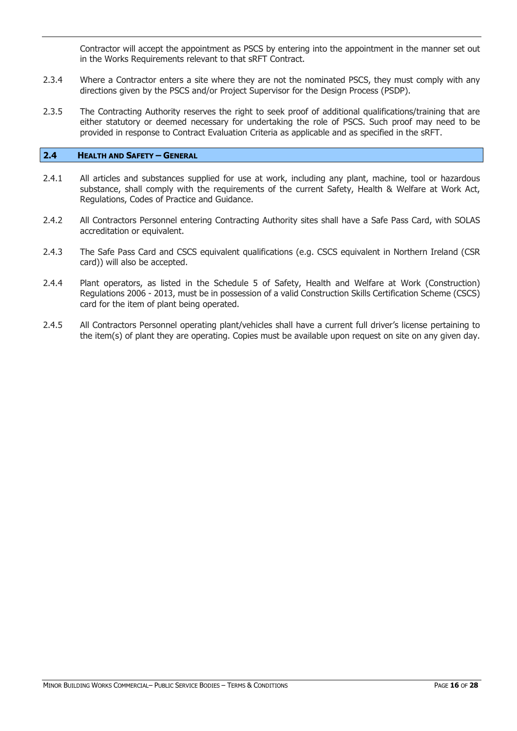Contractor will accept the appointment as PSCS by entering into the appointment in the manner set out in the Works Requirements relevant to that sRFT Contract.

2.3.4 Where a Contractor enters a site where they are not the nominated PSCS, they must comply with any directions given by the PSCS and/or Project Supervisor for the Design Process (PSDP).

2.3.5 The Contracting Authority reserves the right to seek proof of additional qualifications/training that are either statutory or deemed necessary for undertaking the role of PSCS. Such proof may need to be provided in response to Contract Evaluation Criteria as applicable and as specified in the sRFT.

## 2.4 HEALTH AND SAFETY – GENERAL

2.4.1 All articles and substances supplied for use at work, including any plant, machine, tool or hazardous substance, shall comply with the requirements of the current Safety, Health & Welfare at Work Act, Regulations, Codes of Practice and Guidance.

2.4.2 All Contractors Personnel entering Contracting Authority sites shall have a Safe Pass Card, with SOLAS accreditation or equivalent.

2.4.3 The Safe Pass Card and CSCS equivalent qualifications (e.g. CSCS equivalent in Northern Ireland (CSR card)) will also be accepted.

2.4.4 Plant operators, as listed in the Schedule 5 of Safety, Health and Welfare at Work (Construction) Regulations 2006 - 2013, must be in possession of a valid Construction Skills Certification Scheme (CSCS) card for the item of plant being operated.

2.4.5 All Contractors Personnel operating plant/vehicles shall have a current full driver's license pertaining to the item(s) of plant they are operating. Copies must be available upon request on site on any given day.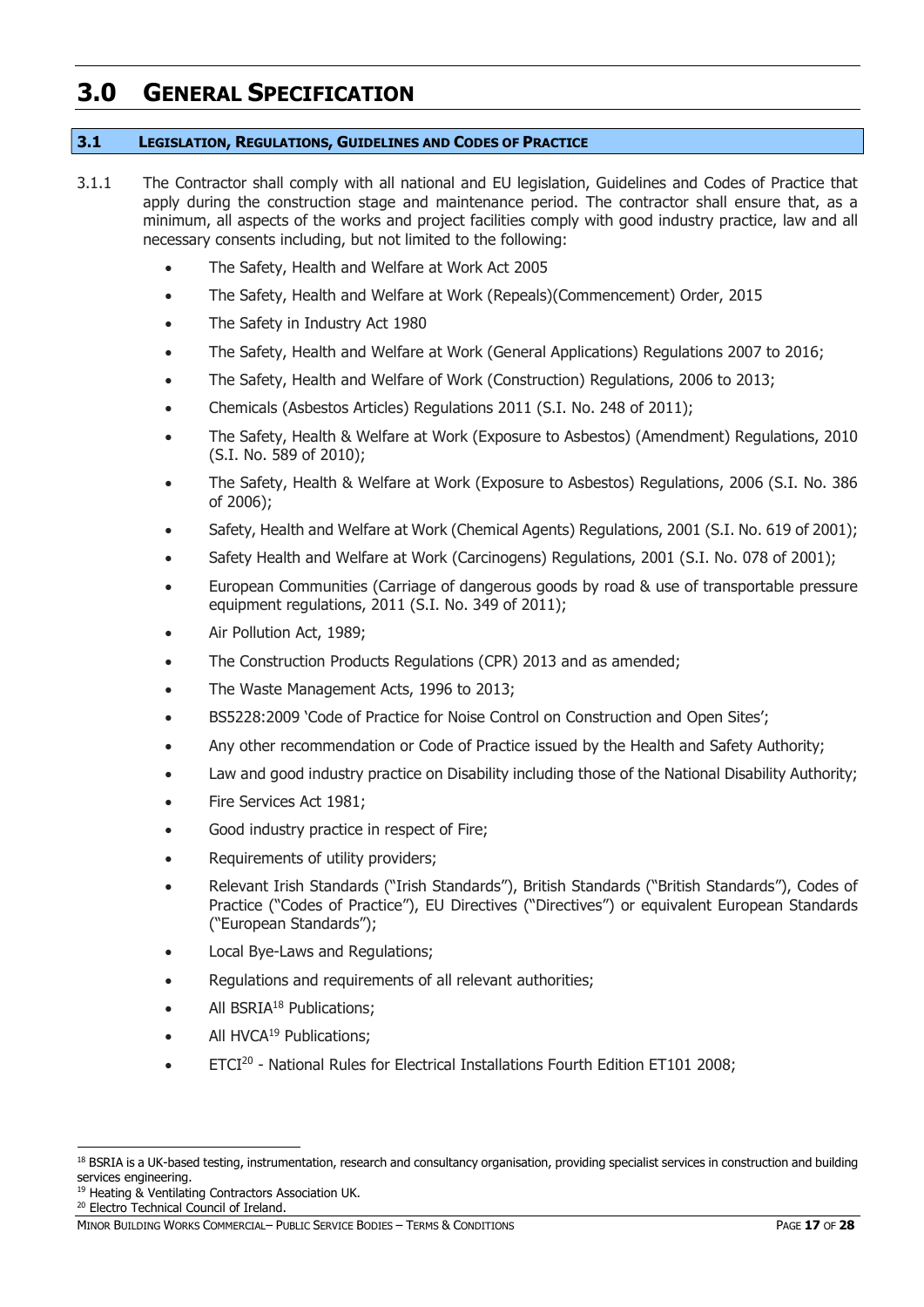# 3.0 General Specification

## 3.1 Legislation, Regulations, Guidelines and Codes of Practice

3.1.1 The Contractor shall comply with all national and EU legislation, Guidelines and Codes of Practice that apply during the construction stage and maintenance period. The contractor shall ensure that, as a minimum, all aspects of the works and project facilities comply with good industry practice, law and all necessary consents including, but not limited to the following:

- The Safety, Health and Welfare at Work Act 2005
- The Safety, Health and Welfare at Work (Repeals)(Commencement) Order, 2015
- The Safety in Industry Act 1980
- The Safety, Health and Welfare at Work (General Applications) Regulations 2007 to 2016;
- The Safety, Health and Welfare of Work (Construction) Regulations, 2006 to 2013;
- Chemicals (Asbestos Articles) Regulations 2011 (S.I. No. 248 of 2011);
- The Safety, Health & Welfare at Work (Exposure to Asbestos) (Amendment) Regulations, 2010 (S.I. No. 589 of 2010);
- The Safety, Health & Welfare at Work (Exposure to Asbestos) Regulations, 2006 (S.I. No. 386 of 2006);
- Safety, Health and Welfare at Work (Chemical Agents) Regulations, 2001 (S.I. No. 619 of 2001);
- Safety Health and Welfare at Work (Carcinogens) Regulations, 2001 (S.I. No. 078 of 2001);
- European Communities (Carriage of dangerous goods by road & use of transportable pressure equipment regulations, 2011 (S.I. No. 349 of 2011);
- Air Pollution Act, 1989;
- The Construction Products Regulations (CPR) 2013 and as amended;
- The Waste Management Acts, 1996 to 2013;
- BS5228:2009 'Code of Practice for Noise Control on Construction and Open Sites';
- Any other recommendation or Code of Practice issued by the Health and Safety Authority;
- Law and good industry practice on Disability including those of the National Disability Authority;
- Fire Services Act 1981;
- Good industry practice in respect of Fire;
- Requirements of utility providers;
- Relevant Irish Standards ("Irish Standards"), British Standards ("British Standards"), Codes of Practice ("Codes of Practice"), EU Directives ("Directives") or equivalent European Standards ("European Standards");
- Local Bye-Laws and Regulations;
- Regulations and requirements of all relevant authorities;
- All BSRIA[18] Publications;
- All HVCA[19] Publications;
- ETCI[20] - National Rules for Electrical Installations Fourth Edition ET101 2008;

---

[18] BSRIA is a UK-based testing, instrumentation, research and consultancy organisation, providing specialist services in construction and building services engineering.

[19] Heating & Ventilating Contractors Association UK.

[20] Electro Technical Council of Ireland.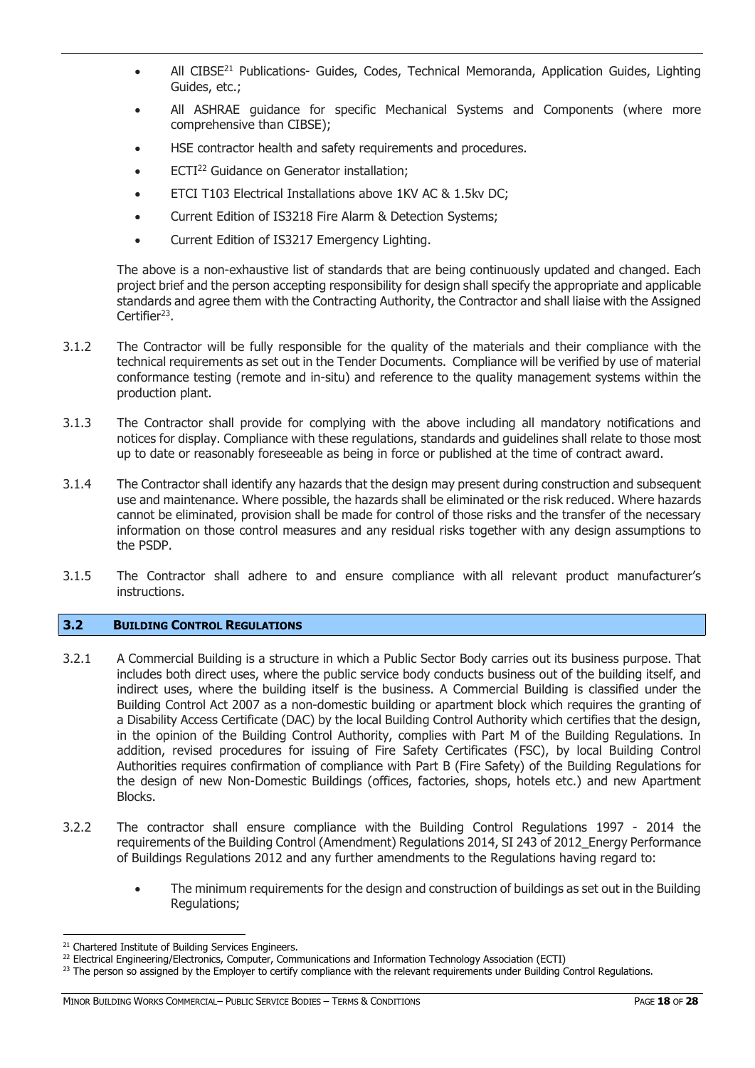- All CIBSE[21] Publications- Guides, Codes, Technical Memoranda, Application Guides, Lighting Guides, etc.;
- All ASHRAE guidance for specific Mechanical Systems and Components (where more comprehensive than CIBSE);
- HSE contractor health and safety requirements and procedures.
- ECTI[22] Guidance on Generator installation;
- ETCI T103 Electrical Installations above 1KV AC & 1.5kv DC;
- Current Edition of IS3218 Fire Alarm & Detection Systems;
- Current Edition of IS3217 Emergency Lighting.

The above is a non-exhaustive list of standards that are being continuously updated and changed. Each project brief and the person accepting responsibility for design shall specify the appropriate and applicable standards and agree them with the Contracting Authority, the Contractor and shall liaise with the Assigned Certifier[23].

3.1.2 The Contractor will be fully responsible for the quality of the materials and their compliance with the technical requirements as set out in the Tender Documents. Compliance will be verified by use of material conformance testing (remote and in-situ) and reference to the quality management systems within the production plant.

3.1.3 The Contractor shall provide for complying with the above including all mandatory notifications and notices for display. Compliance with these regulations, standards and guidelines shall relate to those most up to date or reasonably foreseeable as being in force or published at the time of contract award.

3.1.4 The Contractor shall identify any hazards that the design may present during construction and subsequent use and maintenance. Where possible, the hazards shall be eliminated or the risk reduced. Where hazards cannot be eliminated, provision shall be made for control of those risks and the transfer of the necessary information on those control measures and any residual risks together with any design assumptions to the PSDP.

3.1.5 The Contractor shall adhere to and ensure compliance with all relevant product manufacturer's instructions.

## 3.2 BUILDING CONTROL REGULATIONS

3.2.1 A Commercial Building is a structure in which a Public Sector Body carries out its business purpose. That includes both direct uses, where the public service body conducts business out of the building itself, and indirect uses, where the building itself is the business. A Commercial Building is classified under the Building Control Act 2007 as a non-domestic building or apartment block which requires the granting of a Disability Access Certificate (DAC) by the local Building Control Authority which certifies that the design, in the opinion of the Building Control Authority, complies with Part M of the Building Regulations. In addition, revised procedures for issuing of Fire Safety Certificates (FSC), by local Building Control Authorities requires confirmation of compliance with Part B (Fire Safety) of the Building Regulations for the design of new Non-Domestic Buildings (offices, factories, shops, hotels etc.) and new Apartment Blocks.

3.2.2 The contractor shall ensure compliance with the Building Control Regulations 1997 - 2014 the requirements of the Building Control (Amendment) Regulations 2014, SI 243 of 2012_Energy Performance of Buildings Regulations 2012 and any further amendments to the Regulations having regard to:

- The minimum requirements for the design and construction of buildings as set out in the Building Regulations;

---

[21] Chartered Institute of Building Services Engineers.

[22] Electrical Engineering/Electronics, Computer, Communications and Information Technology Association (ECTI)

[23] The person so assigned by the Employer to certify compliance with the relevant requirements under Building Control Regulations.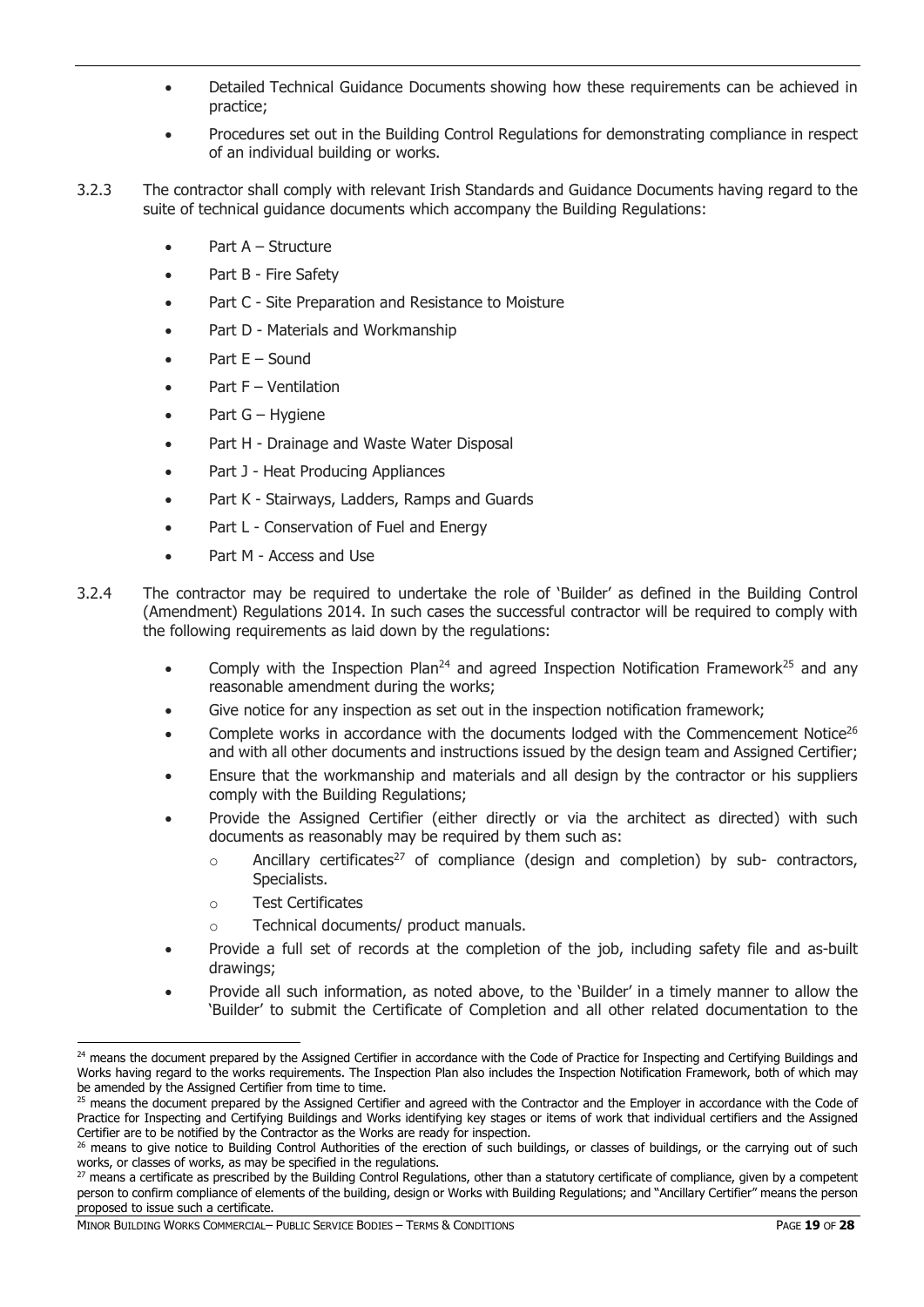- Detailed Technical Guidance Documents showing how these requirements can be achieved in practice;
- Procedures set out in the Building Control Regulations for demonstrating compliance in respect of an individual building or works.

3.2.3 The contractor shall comply with relevant Irish Standards and Guidance Documents having regard to the suite of technical guidance documents which accompany the Building Regulations:

- Part A – Structure
- Part B - Fire Safety
- Part C - Site Preparation and Resistance to Moisture
- Part D - Materials and Workmanship
- Part E – Sound
- Part F – Ventilation
- Part G – Hygiene
- Part H - Drainage and Waste Water Disposal
- Part J - Heat Producing Appliances
- Part K - Stairways, Ladders, Ramps and Guards
- Part L - Conservation of Fuel and Energy
- Part M - Access and Use

3.2.4 The contractor may be required to undertake the role of 'Builder' as defined in the Building Control (Amendment) Regulations 2014. In such cases the successful contractor will be required to comply with the following requirements as laid down by the regulations:

- Comply with the Inspection Plan[24] and agreed Inspection Notification Framework[25] and any reasonable amendment during the works;
- Give notice for any inspection as set out in the inspection notification framework;
- Complete works in accordance with the documents lodged with the Commencement Notice[26] and with all other documents and instructions issued by the design team and Assigned Certifier;
- Ensure that the workmanship and materials and all design by the contractor or his suppliers comply with the Building Regulations;
- Provide the Assigned Certifier (either directly or via the architect as directed) with such documents as reasonably may be required by them such as:
    - Ancillary certificates[27] of compliance (design and completion) by sub- contractors, Specialists.
    - Test Certificates
    - Technical documents/ product manuals.
- Provide a full set of records at the completion of the job, including safety file and as-built drawings;
- Provide all such information, as noted above, to the 'Builder' in a timely manner to allow the 'Builder' to submit the Certificate of Completion and all other related documentation to the

---

[24] means the document prepared by the Assigned Certifier in accordance with the Code of Practice for Inspecting and Certifying Buildings and Works having regard to the works requirements. The Inspection Plan also includes the Inspection Notification Framework, both of which may be amended by the Assigned Certifier from time to time.

[25] means the document prepared by the Assigned Certifier and agreed with the Contractor and the Employer in accordance with the Code of Practice for Inspecting and Certifying Buildings and Works identifying key stages or items of work that individual certifiers and the Assigned Certifier are to be notified by the Contractor as the Works are ready for inspection.

[26] means to give notice to Building Control Authorities of the erection of such buildings, or classes of buildings, or the carrying out of such works, or classes of works, as may be specified in the regulations.

[27] means a certificate as prescribed by the Building Control Regulations, other than a statutory certificate of compliance, given by a competent person to confirm compliance of elements of the building, design or Works with Building Regulations; and "Ancillary Certifier" means the person proposed to issue such a certificate.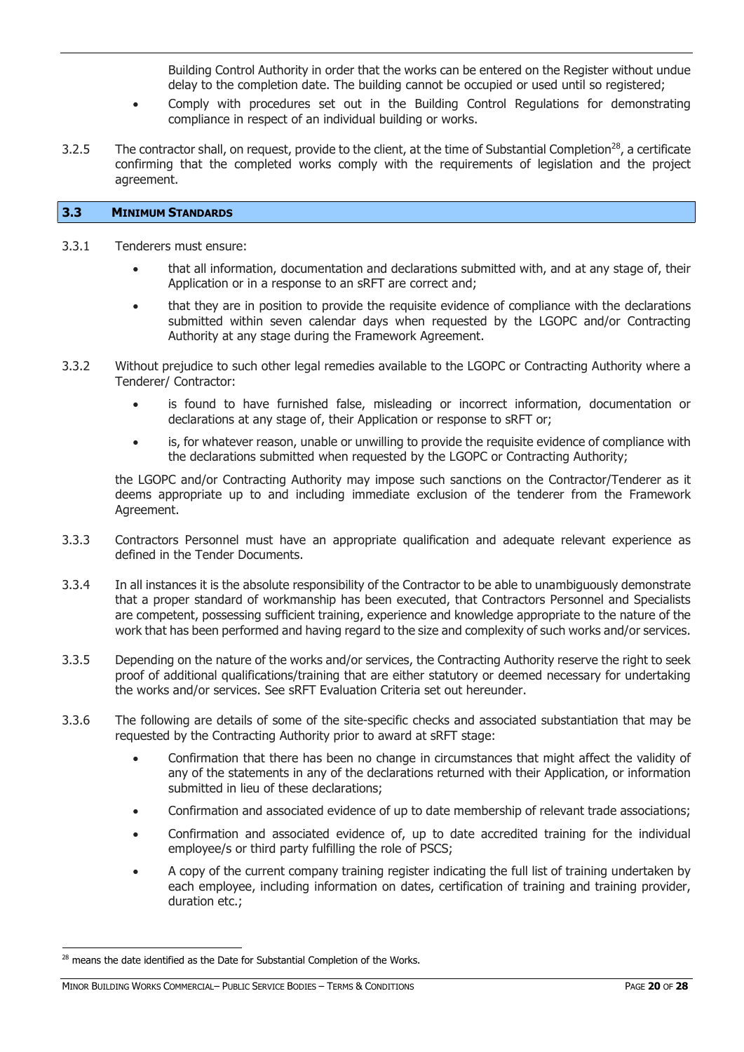Building Control Authority in order that the works can be entered on the Register without undue delay to the completion date. The building cannot be occupied or used until so registered;

- Comply with procedures set out in the Building Control Regulations for demonstrating compliance in respect of an individual building or works.

3.2.5 The contractor shall, on request, provide to the client, at the time of Substantial Completion[28], a certificate confirming that the completed works comply with the requirements of legislation and the project agreement.

## 3.3 MINIMUM STANDARDS

3.3.1 Tenderers must ensure:

- that all information, documentation and declarations submitted with, and at any stage of, their Application or in a response to an sRFT are correct and;
- that they are in position to provide the requisite evidence of compliance with the declarations submitted within seven calendar days when requested by the LGOPC and/or Contracting Authority at any stage during the Framework Agreement.

3.3.2 Without prejudice to such other legal remedies available to the LGOPC or Contracting Authority where a Tenderer/ Contractor:

- is found to have furnished false, misleading or incorrect information, documentation or declarations at any stage of, their Application or response to sRFT or;
- is, for whatever reason, unable or unwilling to provide the requisite evidence of compliance with the declarations submitted when requested by the LGOPC or Contracting Authority;

the LGOPC and/or Contracting Authority may impose such sanctions on the Contractor/Tenderer as it deems appropriate up to and including immediate exclusion of the tenderer from the Framework Agreement.

3.3.3 Contractors Personnel must have an appropriate qualification and adequate relevant experience as defined in the Tender Documents.

3.3.4 In all instances it is the absolute responsibility of the Contractor to be able to unambiguously demonstrate that a proper standard of workmanship has been executed, that Contractors Personnel and Specialists are competent, possessing sufficient training, experience and knowledge appropriate to the nature of the work that has been performed and having regard to the size and complexity of such works and/or services.

3.3.5 Depending on the nature of the works and/or services, the Contracting Authority reserve the right to seek proof of additional qualifications/training that are either statutory or deemed necessary for undertaking the works and/or services. See sRFT Evaluation Criteria set out hereunder.

3.3.6 The following are details of some of the site-specific checks and associated substantiation that may be requested by the Contracting Authority prior to award at sRFT stage:

- Confirmation that there has been no change in circumstances that might affect the validity of any of the statements in any of the declarations returned with their Application, or information submitted in lieu of these declarations;
- Confirmation and associated evidence of up to date membership of relevant trade associations;
- Confirmation and associated evidence of, up to date accredited training for the individual employee/s or third party fulfilling the role of PSCS;
- A copy of the current company training register indicating the full list of training undertaken by each employee, including information on dates, certification of training and training provider, duration etc.;

[28] means the date identified as the Date for Substantial Completion of the Works.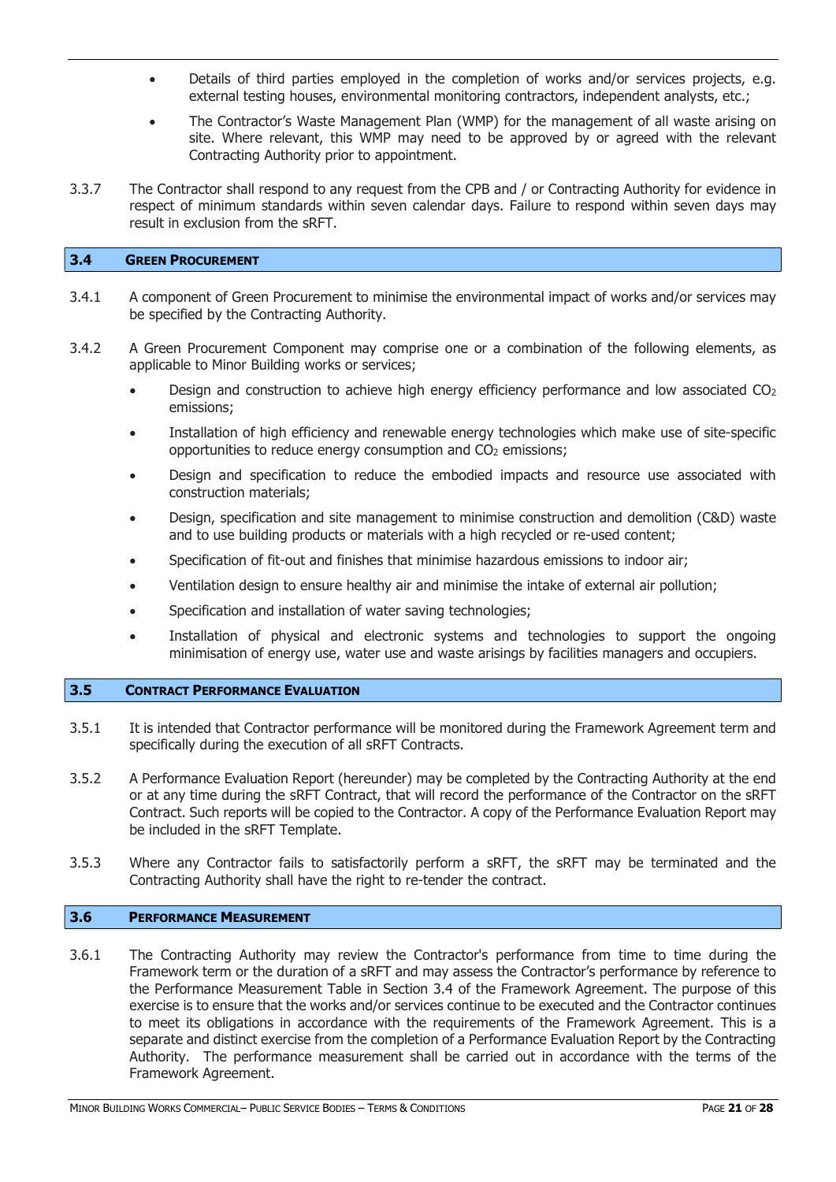- Details of third parties employed in the completion of works and/or services projects, e.g. external testing houses, environmental monitoring contractors, independent analysts, etc.;
- The Contractor's Waste Management Plan (WMP) for the management of all waste arising on site. Where relevant, this WMP may need to be approved by or agreed with the relevant Contracting Authority prior to appointment.

3.3.7 The Contractor shall respond to any request from the CPB and / or Contracting Authority for evidence in respect of minimum standards within seven calendar days. Failure to respond within seven days may result in exclusion from the sRFT.

## 3.4 GREEN PROCUREMENT

3.4.1 A component of Green Procurement to minimise the environmental impact of works and/or services may be specified by the Contracting Authority.

3.4.2 A Green Procurement Component may comprise one or a combination of the following elements, as applicable to Minor Building works or services;

- Design and construction to achieve high energy efficiency performance and low associated $CO_2$ emissions;
- Installation of high efficiency and renewable energy technologies which make use of site-specific opportunities to reduce energy consumption and $CO_2$ emissions;
- Design and specification to reduce the embodied impacts and resource use associated with construction materials;
- Design, specification and site management to minimise construction and demolition (C&D) waste and to use building products or materials with a high recycled or re-used content;
- Specification of fit-out and finishes that minimise hazardous emissions to indoor air;
- Ventilation design to ensure healthy air and minimise the intake of external air pollution;
- Specification and installation of water saving technologies;
- Installation of physical and electronic systems and technologies to support the ongoing minimisation of energy use, water use and waste arisings by facilities managers and occupiers.

## 3.5 CONTRACT PERFORMANCE EVALUATION

3.5.1 It is intended that Contractor performance will be monitored during the Framework Agreement term and specifically during the execution of all sRFT Contracts.

3.5.2 A Performance Evaluation Report (hereunder) may be completed by the Contracting Authority at the end or at any time during the sRFT Contract, that will record the performance of the Contractor on the sRFT Contract. Such reports will be copied to the Contractor. A copy of the Performance Evaluation Report may be included in the sRFT Template.

3.5.3 Where any Contractor fails to satisfactorily perform a sRFT, the sRFT may be terminated and the Contracting Authority shall have the right to re-tender the contract.

## 3.6 PERFORMANCE MEASUREMENT

3.6.1 The Contracting Authority may review the Contractor's performance from time to time during the Framework term or the duration of a sRFT and may assess the Contractor's performance by reference to the Performance Measurement Table in Section 3.4 of the Framework Agreement. The purpose of this exercise is to ensure that the works and/or services continue to be executed and the Contractor continues to meet its obligations in accordance with the requirements of the Framework Agreement. This is a separate and distinct exercise from the completion of a Performance Evaluation Report by the Contracting Authority. The performance measurement shall be carried out in accordance with the terms of the Framework Agreement.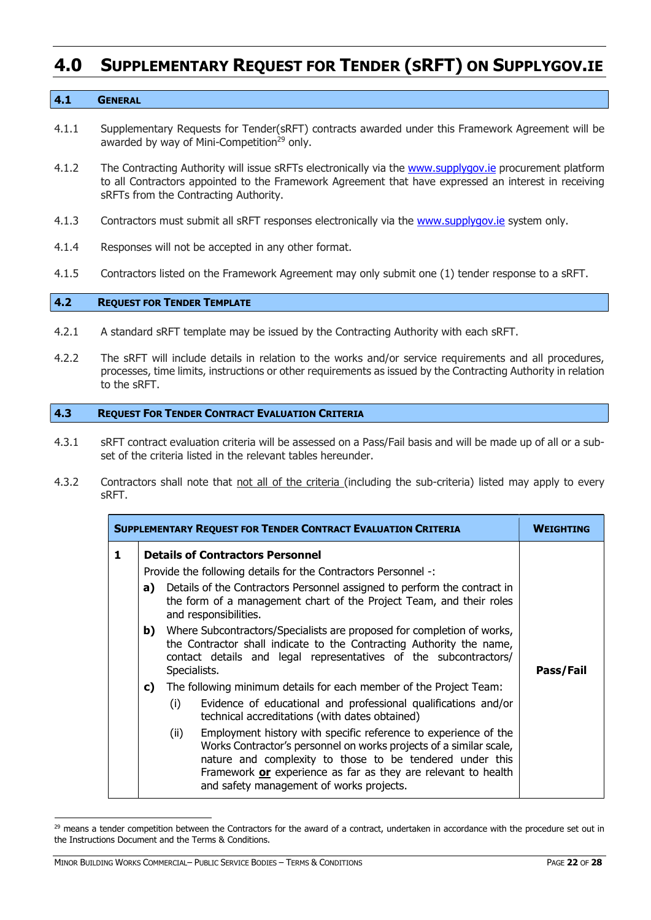# 4.0 Supplementary Request for Tender (sRFT) on Supplygov.ie

## 4.1 General

4.1.1 Supplementary Requests for Tender(sRFT) contracts awarded under this Framework Agreement will be awarded by way of Mini-Competition[29] only.

4.1.2 The Contracting Authority will issue sRFTs electronically via the www.supplygov.ie procurement platform to all Contractors appointed to the Framework Agreement that have expressed an interest in receiving sRFTs from the Contracting Authority.

4.1.3 Contractors must submit all sRFT responses electronically via the www.supplygov.ie system only.

4.1.4 Responses will not be accepted in any other format.

4.1.5 Contractors listed on the Framework Agreement may only submit one (1) tender response to a sRFT.

## 4.2 Request for Tender Template

4.2.1 A standard sRFT template may be issued by the Contracting Authority with each sRFT.

4.2.2 The sRFT will include details in relation to the works and/or service requirements and all procedures, processes, time limits, instructions or other requirements as issued by the Contracting Authority in relation to the sRFT.

## 4.3 Request For Tender Contract Evaluation Criteria

4.3.1 sRFT contract evaluation criteria will be assessed on a Pass/Fail basis and will be made up of all or a sub-set of the criteria listed in the relevant tables hereunder.

4.3.2 Contractors shall note that not all of the criteria (including the sub-criteria) listed may apply to every sRFT.

| | **Supplementary Request for Tender Contract Evaluation Criteria** | **Weighting** |
|---|---|---|
| **1** | **Details of Contractors Personnel**<br>Provide the following details for the Contractors Personnel -:<br>**a)** Details of the Contractors Personnel assigned to perform the contract in the form of a management chart of the Project Team, and their roles and responsibilities.<br>**b)** Where Subcontractors/Specialists are proposed for completion of works, the Contractor shall indicate to the Contracting Authority the name, contact details and legal representatives of the subcontractors/ Specialists.<br>**c)** The following minimum details for each member of the Project Team:<br>(i) Evidence of educational and professional qualifications and/or technical accreditations (with dates obtained)<br>(ii) Employment history with specific reference to experience of the Works Contractor's personnel on works projects of a similar scale, nature and complexity to those to be tendered under this Framework **or** experience as far as they are relevant to health and safety management of works projects. | **Pass/Fail** |

[29] means a tender competition between the Contractors for the award of a contract, undertaken in accordance with the procedure set out in the Instructions Document and the Terms & Conditions.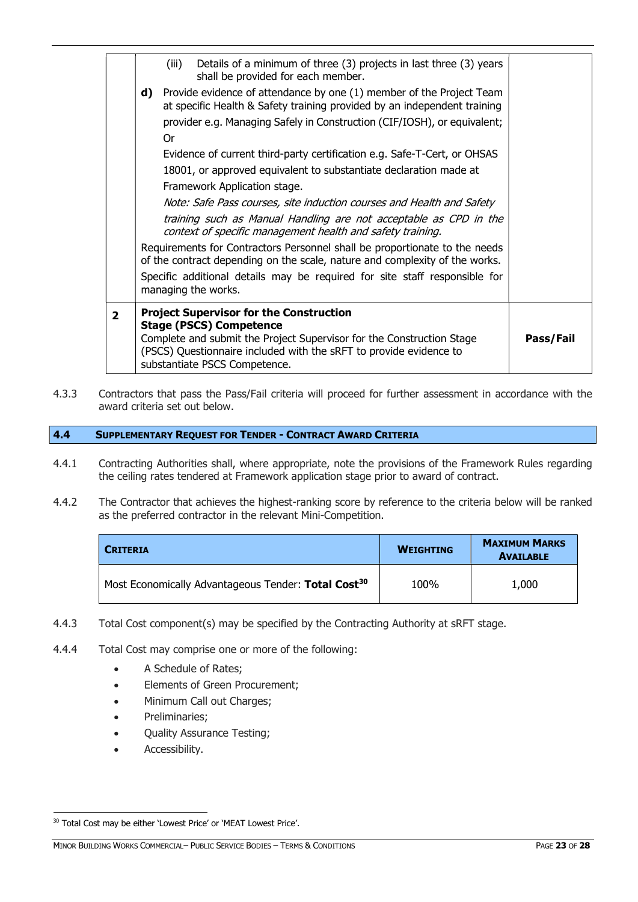| | | |
|---|---|---|
| | (iii) Details of a minimum of three (3) projects in last three (3) years shall be provided for each member.<br>**d)** Provide evidence of attendance by one (1) member of the Project Team at specific Health & Safety training provided by an independent training provider e.g. Managing Safely in Construction (CIF/IOSH), or equivalent;<br>Or<br>Evidence of current third-party certification e.g. Safe-T-Cert, or OHSAS 18001, or approved equivalent to substantiate declaration made at Framework Application stage.<br>*Note: Safe Pass courses, site induction courses and Health and Safety training such as Manual Handling are not acceptable as CPD in the context of specific management health and safety training.*<br>Requirements for Contractors Personnel shall be proportionate to the needs of the contract depending on the scale, nature and complexity of the works.<br>Specific additional details may be required for site staff responsible for managing the works. | |
| **2** | **Project Supervisor for the Construction Stage (PSCS) Competence**<br>Complete and submit the Project Supervisor for the Construction Stage (PSCS) Questionnaire included with the sRFT to provide evidence to substantiate PSCS Competence. | **Pass/Fail** |

4.3.3 Contractors that pass the Pass/Fail criteria will proceed for further assessment in accordance with the award criteria set out below.

## 4.4 Supplementary Request for Tender - Contract Award Criteria

4.4.1 Contracting Authorities shall, where appropriate, note the provisions of the Framework Rules regarding the ceiling rates tendered at Framework application stage prior to award of contract.

4.4.2 The Contractor that achieves the highest-ranking score by reference to the criteria below will be ranked as the preferred contractor in the relevant Mini-Competition.

| Criteria | Weighting | Maximum Marks Available |
|---|---|---|
| Most Economically Advantageous Tender: **Total Cost**[30] | 100% | 1,000 |

4.4.3 Total Cost component(s) may be specified by the Contracting Authority at sRFT stage.

4.4.4 Total Cost may comprise one or more of the following:

- A Schedule of Rates;
- Elements of Green Procurement;
- Minimum Call out Charges;
- Preliminaries;
- Quality Assurance Testing;
- Accessibility.

[30] Total Cost may be either 'Lowest Price' or 'MEAT Lowest Price'.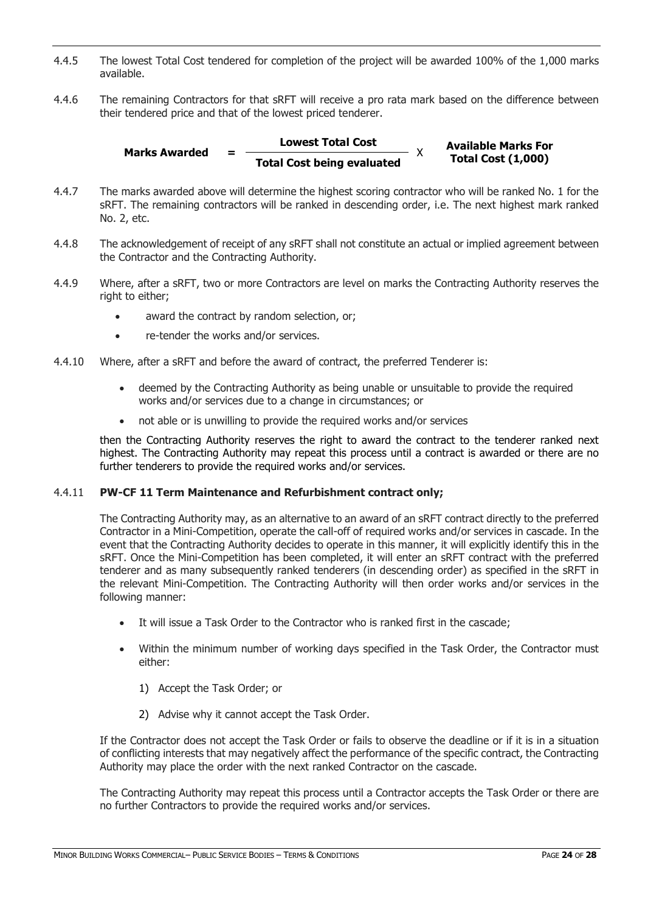4.4.5 The lowest Total Cost tendered for completion of the project will be awarded 100% of the 1,000 marks available.

4.4.6 The remaining Contractors for that sRFT will receive a pro rata mark based on the difference between their tendered price and that of the lowest priced tenderer.

$$\textbf{Marks Awarded} = \frac{\textbf{Lowest Total Cost}}{\textbf{Total Cost being evaluated}} \times \textbf{Available Marks For Total Cost (1,000)}$$

4.4.7 The marks awarded above will determine the highest scoring contractor who will be ranked No. 1 for the sRFT. The remaining contractors will be ranked in descending order, i.e. The next highest mark ranked No. 2, etc.

4.4.8 The acknowledgement of receipt of any sRFT shall not constitute an actual or implied agreement between the Contractor and the Contracting Authority.

4.4.9 Where, after a sRFT, two or more Contractors are level on marks the Contracting Authority reserves the right to either;

- award the contract by random selection, or;
- re-tender the works and/or services.

4.4.10 Where, after a sRFT and before the award of contract, the preferred Tenderer is:

- deemed by the Contracting Authority as being unable or unsuitable to provide the required works and/or services due to a change in circumstances; or
- not able or is unwilling to provide the required works and/or services

then the Contracting Authority reserves the right to award the contract to the tenderer ranked next highest. The Contracting Authority may repeat this process until a contract is awarded or there are no further tenderers to provide the required works and/or services.

4.4.11 **PW-CF 11 Term Maintenance and Refurbishment contract only;**

The Contracting Authority may, as an alternative to an award of an sRFT contract directly to the preferred Contractor in a Mini-Competition, operate the call-off of required works and/or services in cascade. In the event that the Contracting Authority decides to operate in this manner, it will explicitly identify this in the sRFT. Once the Mini-Competition has been completed, it will enter an sRFT contract with the preferred tenderer and as many subsequently ranked tenderers (in descending order) as specified in the sRFT in the relevant Mini-Competition. The Contracting Authority will then order works and/or services in the following manner:

- It will issue a Task Order to the Contractor who is ranked first in the cascade;
- Within the minimum number of working days specified in the Task Order, the Contractor must either:
  1) Accept the Task Order; or
  2) Advise why it cannot accept the Task Order.

If the Contractor does not accept the Task Order or fails to observe the deadline or if it is in a situation of conflicting interests that may negatively affect the performance of the specific contract, the Contracting Authority may place the order with the next ranked Contractor on the cascade.

The Contracting Authority may repeat this process until a Contractor accepts the Task Order or there are no further Contractors to provide the required works and/or services.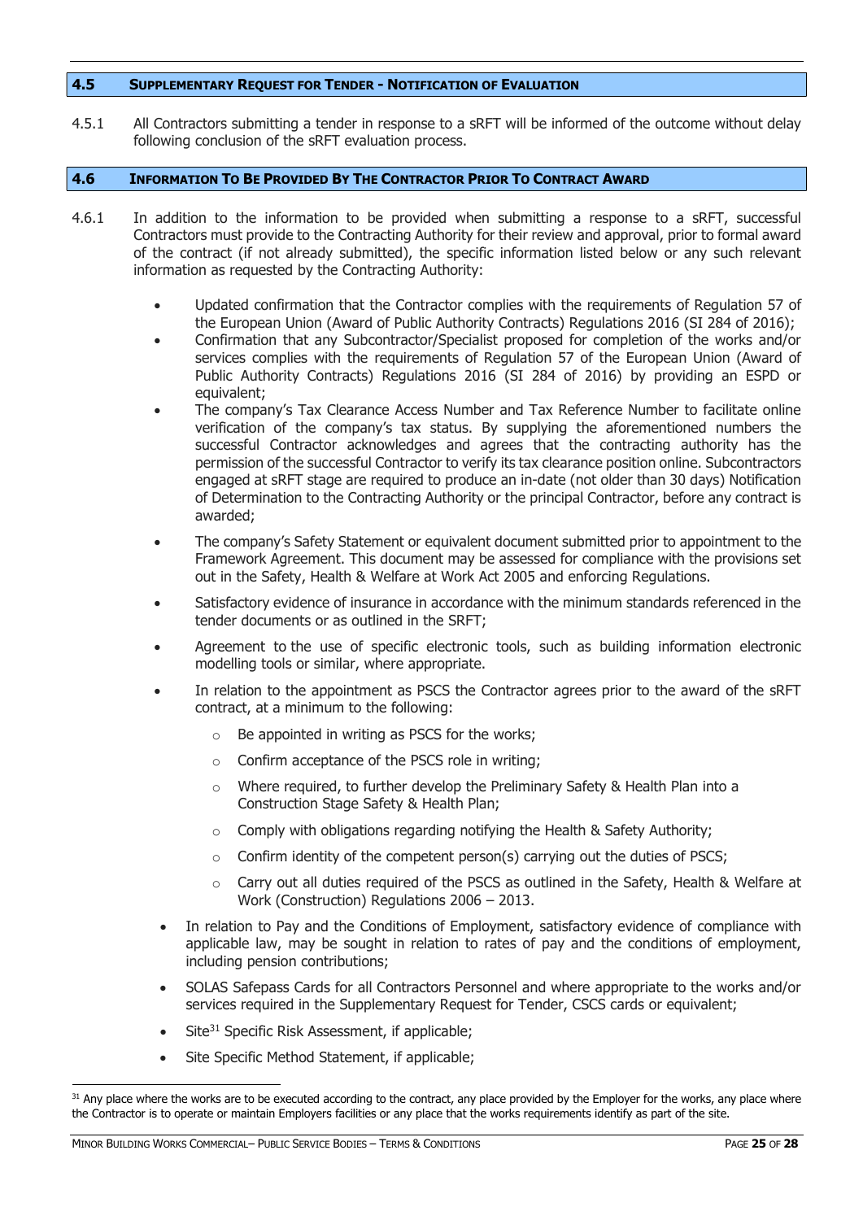## 4.5 SUPPLEMENTARY REQUEST FOR TENDER - NOTIFICATION OF EVALUATION

4.5.1 All Contractors submitting a tender in response to a sRFT will be informed of the outcome without delay following conclusion of the sRFT evaluation process.

## 4.6 INFORMATION TO BE PROVIDED BY THE CONTRACTOR PRIOR TO CONTRACT AWARD

4.6.1 In addition to the information to be provided when submitting a response to a sRFT, successful Contractors must provide to the Contracting Authority for their review and approval, prior to formal award of the contract (if not already submitted), the specific information listed below or any such relevant information as requested by the Contracting Authority:

- Updated confirmation that the Contractor complies with the requirements of Regulation 57 of the European Union (Award of Public Authority Contracts) Regulations 2016 (SI 284 of 2016);
- Confirmation that any Subcontractor/Specialist proposed for completion of the works and/or services complies with the requirements of Regulation 57 of the European Union (Award of Public Authority Contracts) Regulations 2016 (SI 284 of 2016) by providing an ESPD or equivalent;
- The company's Tax Clearance Access Number and Tax Reference Number to facilitate online verification of the company's tax status. By supplying the aforementioned numbers the successful Contractor acknowledges and agrees that the contracting authority has the permission of the successful Contractor to verify its tax clearance position online. Subcontractors engaged at sRFT stage are required to produce an in-date (not older than 30 days) Notification of Determination to the Contracting Authority or the principal Contractor, before any contract is awarded;
- The company's Safety Statement or equivalent document submitted prior to appointment to the Framework Agreement. This document may be assessed for compliance with the provisions set out in the Safety, Health & Welfare at Work Act 2005 and enforcing Regulations.
- Satisfactory evidence of insurance in accordance with the minimum standards referenced in the tender documents or as outlined in the SRFT;
- Agreement to the use of specific electronic tools, such as building information electronic modelling tools or similar, where appropriate.
- In relation to the appointment as PSCS the Contractor agrees prior to the award of the sRFT contract, at a minimum to the following:
  - Be appointed in writing as PSCS for the works;
  - Confirm acceptance of the PSCS role in writing;
  - Where required, to further develop the Preliminary Safety & Health Plan into a Construction Stage Safety & Health Plan;
  - Comply with obligations regarding notifying the Health & Safety Authority;
  - Confirm identity of the competent person(s) carrying out the duties of PSCS;
  - Carry out all duties required of the PSCS as outlined in the Safety, Health & Welfare at Work (Construction) Regulations 2006 – 2013.
- In relation to Pay and the Conditions of Employment, satisfactory evidence of compliance with applicable law, may be sought in relation to rates of pay and the conditions of employment, including pension contributions;
- SOLAS Safepass Cards for all Contractors Personnel and where appropriate to the works and/or services required in the Supplementary Request for Tender, CSCS cards or equivalent;
- Site[31] Specific Risk Assessment, if applicable;
- Site Specific Method Statement, if applicable;

[31] Any place where the works are to be executed according to the contract, any place provided by the Employer for the works, any place where the Contractor is to operate or maintain Employers facilities or any place that the works requirements identify as part of the site.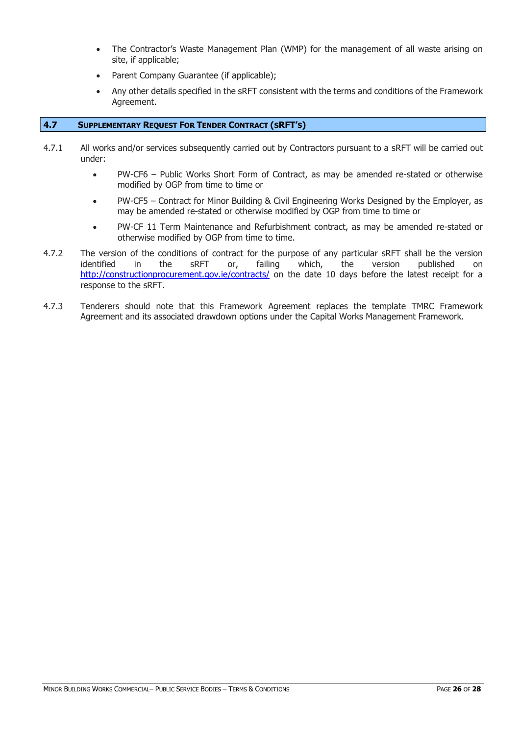- The Contractor's Waste Management Plan (WMP) for the management of all waste arising on site, if applicable;
- Parent Company Guarantee (if applicable);
- Any other details specified in the sRFT consistent with the terms and conditions of the Framework Agreement.

## 4.7 SUPPLEMENTARY REQUEST FOR TENDER CONTRACT (SRFT'S)

4.7.1 All works and/or services subsequently carried out by Contractors pursuant to a sRFT will be carried out under:

- PW-CF6 – Public Works Short Form of Contract, as may be amended re-stated or otherwise modified by OGP from time to time or
- PW-CF5 – Contract for Minor Building & Civil Engineering Works Designed by the Employer, as may be amended re-stated or otherwise modified by OGP from time to time or
- PW-CF 11 Term Maintenance and Refurbishment contract, as may be amended re-stated or otherwise modified by OGP from time to time.

4.7.2 The version of the conditions of contract for the purpose of any particular sRFT shall be the version identified in the sRFT or, failing which, the version published on http://constructionprocurement.gov.ie/contracts/ on the date 10 days before the latest receipt for a response to the sRFT.

4.7.3 Tenderers should note that this Framework Agreement replaces the template TMRC Framework Agreement and its associated drawdown options under the Capital Works Management Framework.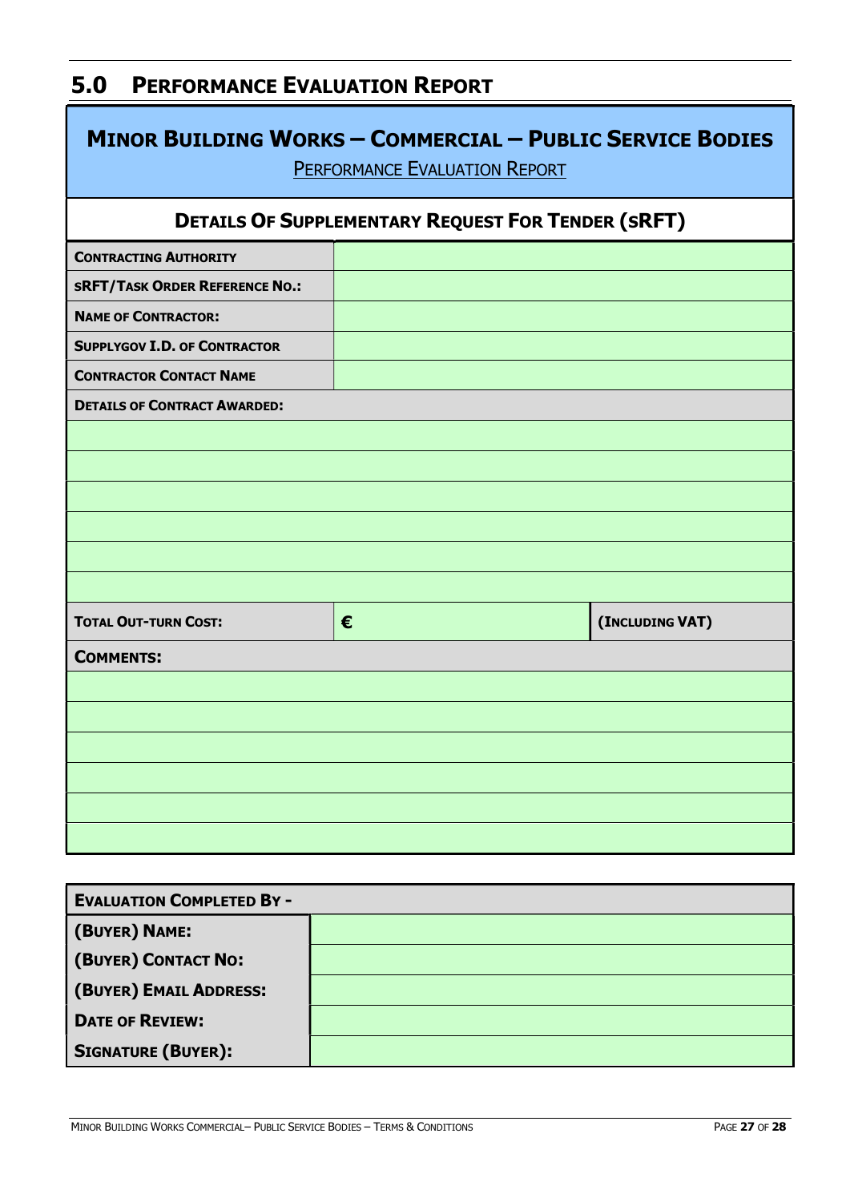## 5.0 Performance Evaluation Report

| **MINOR BUILDING WORKS – COMMERCIAL – PUBLIC SERVICE BODIES**<br>PERFORMANCE EVALUATION REPORT | | |
|---|---|---|
| **DETAILS OF SUPPLEMENTARY REQUEST FOR TENDER (SRFT)** | | |
| **CONTRACTING AUTHORITY** | | |
| **SRFT/TASK ORDER REFERENCE NO.:** | | |
| **NAME OF CONTRACTOR:** | | |
| **SUPPLYGOV I.D. OF CONTRACTOR** | | |
| **CONTRACTOR CONTACT NAME** | | |
| **DETAILS OF CONTRACT AWARDED:** | | |
| | | |
| | | |
| | | |
| | | |
| | | |
| | | |
| **TOTAL OUT-TURN COST:** | **€** | **(INCLUDING VAT)** |
| **COMMENTS:** | | |
| | | |
| | | |
| | | |
| | | |
| | | |
| | | |

| **EVALUATION COMPLETED BY -** | |
|---|---|
| **(BUYER) NAME:** | |
| **(BUYER) CONTACT NO:** | |
| **(BUYER) EMAIL ADDRESS:** | |
| **DATE OF REVIEW:** | |
| **SIGNATURE (BUYER):** | |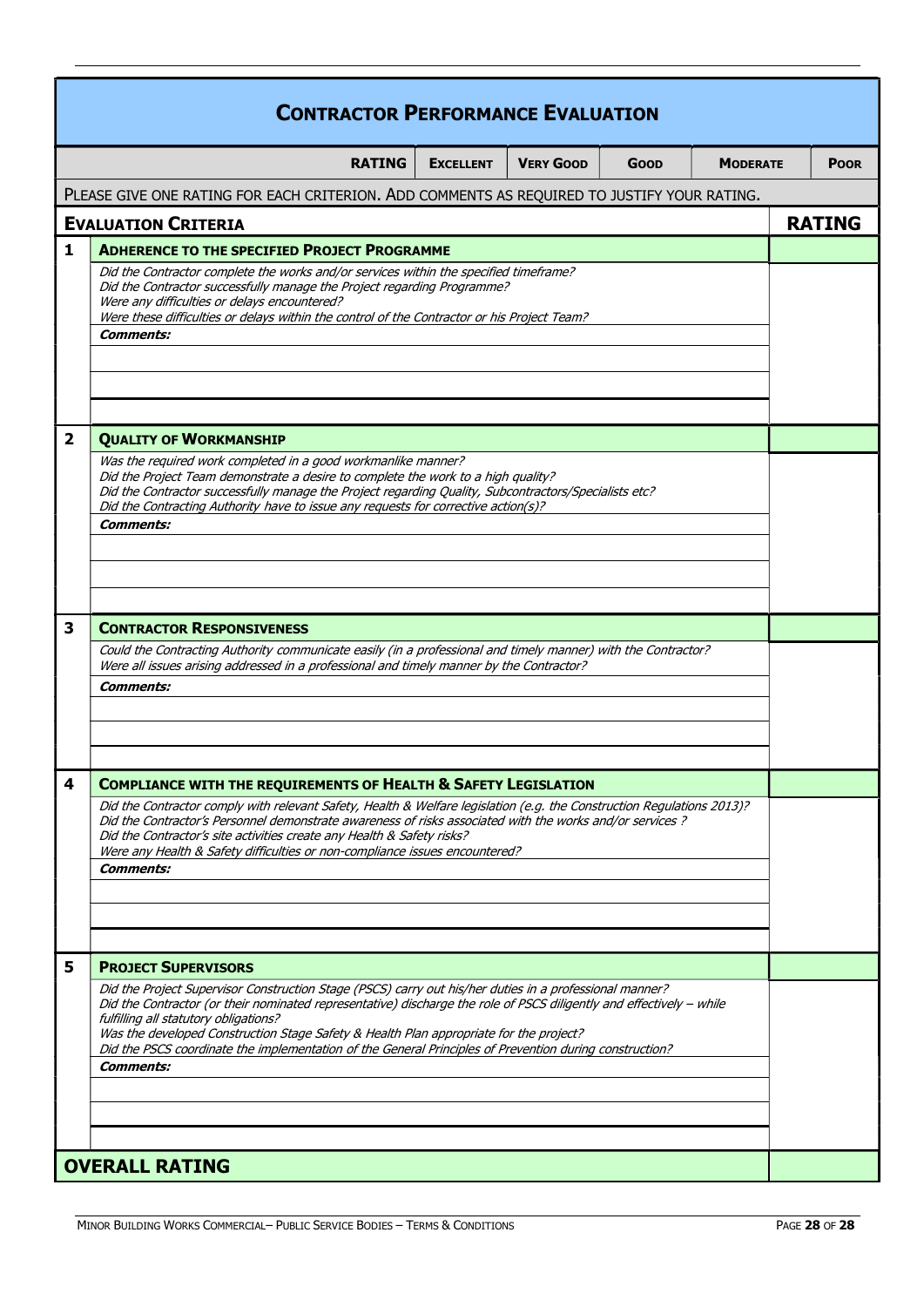# Contractor Performance Evaluation

| RATING | EXCELLENT | VERY GOOD | GOOD | MODERATE | POOR |
|---|---|---|---|---|---|

PLEASE GIVE ONE RATING FOR EACH CRITERION. ADD COMMENTS AS REQUIRED TO JUSTIFY YOUR RATING.

| | EVALUATION CRITERIA | RATING |
|---|---|---|
| **1** | **ADHERENCE TO THE SPECIFIED PROJECT PROGRAMME** | |
| | *Did the Contractor complete the works and/or services within the specified timeframe?*<br>*Did the Contractor successfully manage the Project regarding Programme?*<br>*Were any difficulties or delays encountered?*<br>*Were these difficulties or delays within the control of the Contractor or his Project Team?* | |
| | ***Comments:*** | |
| | | |
| | | |
| | | |
| **2** | **QUALITY OF WORKMANSHIP** | |
| | *Was the required work completed in a good workmanlike manner?*<br>*Did the Project Team demonstrate a desire to complete the work to a high quality?*<br>*Did the Contractor successfully manage the Project regarding Quality, Subcontractors/Specialists etc?*<br>*Did the Contracting Authority have to issue any requests for corrective action(s)?* | |
| | ***Comments:*** | |
| | | |
| | | |
| | | |
| **3** | **CONTRACTOR RESPONSIVENESS** | |
| | *Could the Contracting Authority communicate easily (in a professional and timely manner) with the Contractor?*<br>*Were all issues arising addressed in a professional and timely manner by the Contractor?* | |
| | ***Comments:*** | |
| | | |
| | | |
| | | |
| **4** | **COMPLIANCE WITH THE REQUIREMENTS OF HEALTH & SAFETY LEGISLATION** | |
| | *Did the Contractor comply with relevant Safety, Health & Welfare legislation (e.g. the Construction Regulations 2013)?*<br>*Did the Contractor's Personnel demonstrate awareness of risks associated with the works and/or services ?*<br>*Did the Contractor's site activities create any Health & Safety risks?*<br>*Were any Health & Safety difficulties or non-compliance issues encountered?* | |
| | ***Comments:*** | |
| | | |
| | | |
| | | |
| **5** | **PROJECT SUPERVISORS** | |
| | *Did the Project Supervisor Construction Stage (PSCS) carry out his/her duties in a professional manner?*<br>*Did the Contractor (or their nominated representative) discharge the role of PSCS diligently and effectively – while fulfilling all statutory obligations?*<br>*Was the developed Construction Stage Safety & Health Plan appropriate for the project?*<br>*Did the PSCS coordinate the implementation of the General Principles of Prevention during construction?* | |
| | ***Comments:*** | |
| | | |
| | | |
| | | |
| **OVERALL RATING** | | |